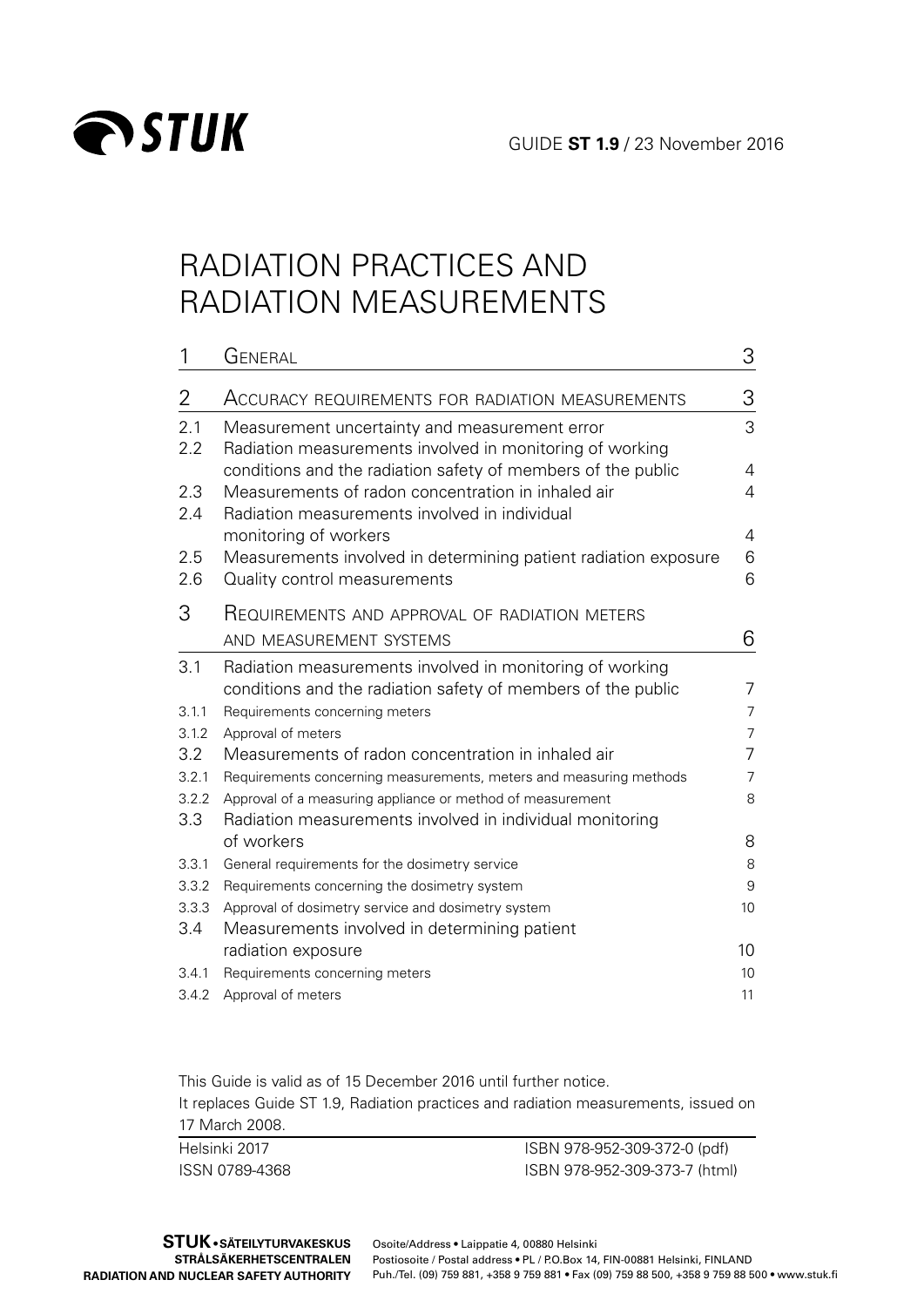STUK

GUIDE **ST 1.9** / 23 November 2016

# RADIATION PRACTICES AND RADIATION MEASUREMENTS

| | | |
|---|---|---|
| 1 | General | 3 |
| 2 | Accuracy requirements for radiation measurements | 3 |
| 2.1 | Measurement uncertainty and measurement error | 3 |
| 2.2 | Radiation measurements involved in monitoring of working conditions and the radiation safety of members of the public | 4 |
| 2.3 | Measurements of radon concentration in inhaled air | 4 |
| 2.4 | Radiation measurements involved in individual monitoring of workers | 4 |
| 2.5 | Measurements involved in determining patient radiation exposure | 6 |
| 2.6 | Quality control measurements | 6 |
| 3 | Requirements and approval of radiation meters and measurement systems | 6 |
| 3.1 | Radiation measurements involved in monitoring of working conditions and the radiation safety of members of the public | 7 |
| 3.1.1 | Requirements concerning meters | 7 |
| 3.1.2 | Approval of meters | 7 |
| 3.2 | Measurements of radon concentration in inhaled air | 7 |
| 3.2.1 | Requirements concerning measurements, meters and measuring methods | 7 |
| 3.2.2 | Approval of a measuring appliance or method of measurement | 8 |
| 3.3 | Radiation measurements involved in individual monitoring of workers | 8 |
| 3.3.1 | General requirements for the dosimetry service | 8 |
| 3.3.2 | Requirements concerning the dosimetry system | 9 |
| 3.3.3 | Approval of dosimetry service and dosimetry system | 10 |
| 3.4 | Measurements involved in determining patient radiation exposure | 10 |
| 3.4.1 | Requirements concerning meters | 10 |
| 3.4.2 | Approval of meters | 11 |

This Guide is valid as of 15 December 2016 until further notice.
It replaces Guide ST 1.9, Radiation practices and radiation measurements, issued on 17 March 2008.

Helsinki 2017
ISSN 0789-4368

ISBN 978-952-309-372-0 (pdf)
ISBN 978-952-309-373-7 (html)

**STUK • SÄTEILYTURVAKESKUS**
**STRÅLSÄKERHETSCENTRALEN**
**RADIATION AND NUCLEAR SAFETY AUTHORITY**

Osoite/Address • Laippatie 4, 00880 Helsinki
Postiosoite / Postal address • PL / P.O.Box 14, FIN-00881 Helsinki, FINLAND
Puh./Tel. (09) 759 881, +358 9 759 881 • Fax (09) 759 88 500, +358 9 759 88 500 • www.stuk.fi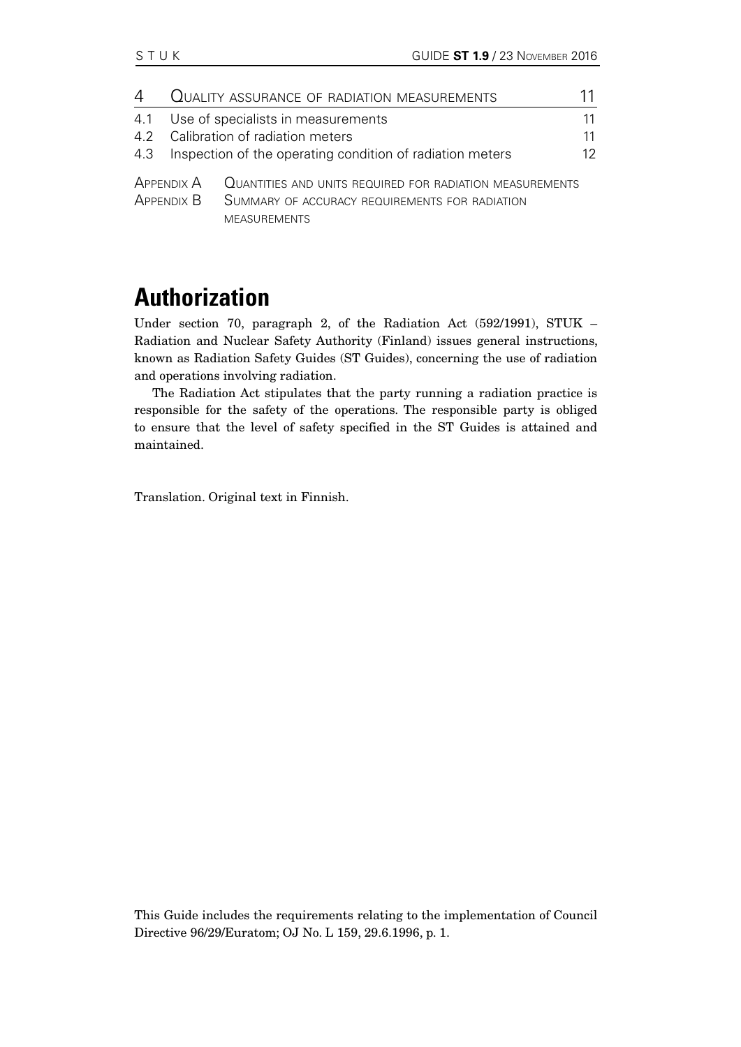| | | |
|---|---|---|
| 4 | QUALITY ASSURANCE OF RADIATION MEASUREMENTS | 11 |
| 4.1 | Use of specialists in measurements | 11 |
| 4.2 | Calibration of radiation meters | 11 |
| 4.3 | Inspection of the operating condition of radiation meters | 12 |

APPENDIX A QUANTITIES AND UNITS REQUIRED FOR RADIATION MEASUREMENTS

APPENDIX B SUMMARY OF ACCURACY REQUIREMENTS FOR RADIATION MEASUREMENTS

# Authorization

Under section 70, paragraph 2, of the Radiation Act (592/1991), STUK – Radiation and Nuclear Safety Authority (Finland) issues general instructions, known as Radiation Safety Guides (ST Guides), concerning the use of radiation and operations involving radiation.

The Radiation Act stipulates that the party running a radiation practice is responsible for the safety of the operations. The responsible party is obliged to ensure that the level of safety specified in the ST Guides is attained and maintained.

Translation. Original text in Finnish.

This Guide includes the requirements relating to the implementation of Council Directive 96/29/Euratom; OJ No. L 159, 29.6.1996, p. 1.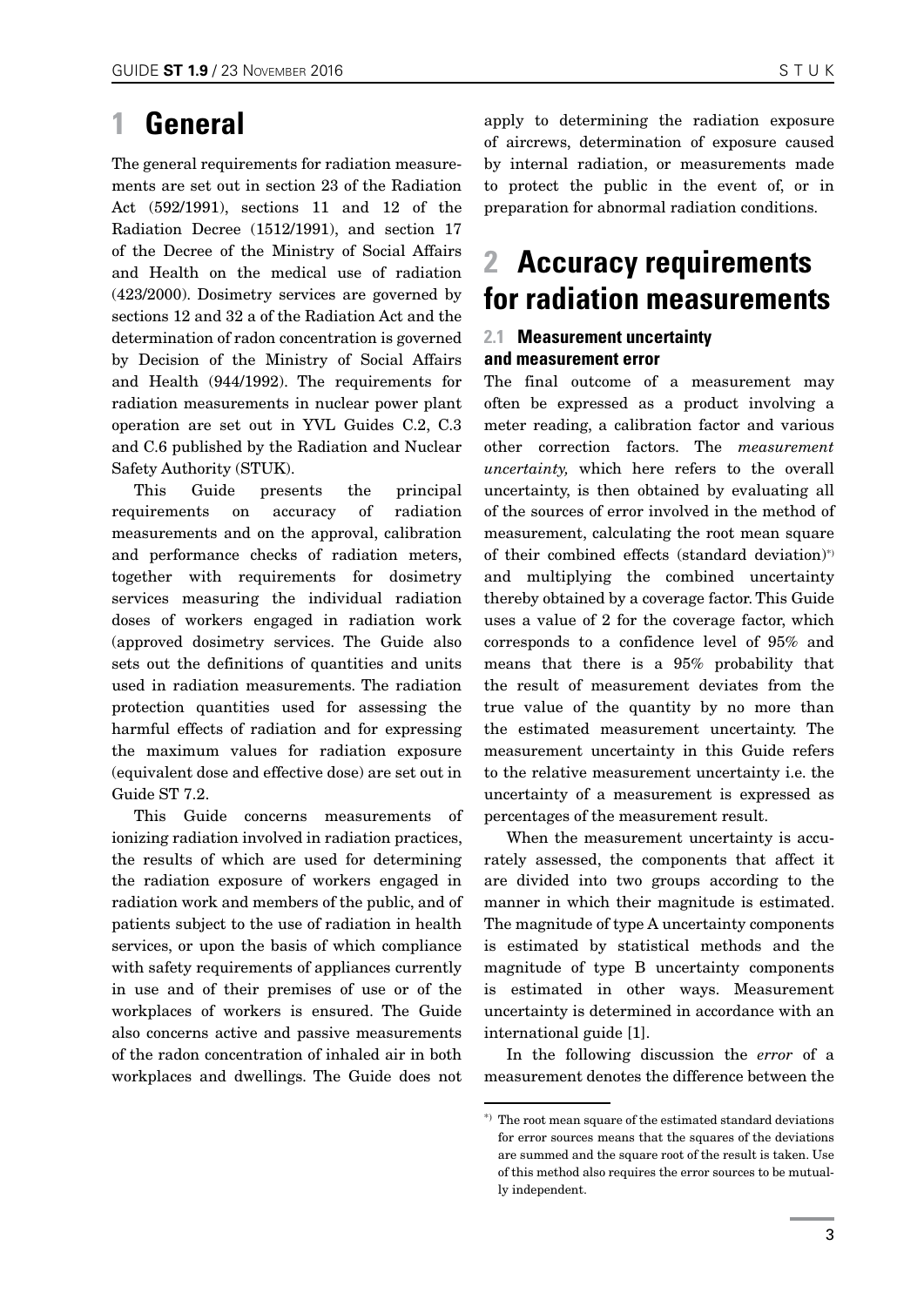# 1 General

The general requirements for radiation measurements are set out in section 23 of the Radiation Act (592/1991), sections 11 and 12 of the Radiation Decree (1512/1991), and section 17 of the Decree of the Ministry of Social Affairs and Health on the medical use of radiation (423/2000). Dosimetry services are governed by sections 12 and 32 a of the Radiation Act and the determination of radon concentration is governed by Decision of the Ministry of Social Affairs and Health (944/1992). The requirements for radiation measurements in nuclear power plant operation are set out in YVL Guides C.2, C.3 and C.6 published by the Radiation and Nuclear Safety Authority (STUK).

This Guide presents the principal requirements on accuracy of radiation measurements and on the approval, calibration and performance checks of radiation meters, together with requirements for dosimetry services measuring the individual radiation doses of workers engaged in radiation work (approved dosimetry services. The Guide also sets out the definitions of quantities and units used in radiation measurements. The radiation protection quantities used for assessing the harmful effects of radiation and for expressing the maximum values for radiation exposure (equivalent dose and effective dose) are set out in Guide ST 7.2.

This Guide concerns measurements of ionizing radiation involved in radiation practices, the results of which are used for determining the radiation exposure of workers engaged in radiation work and members of the public, and of patients subject to the use of radiation in health services, or upon the basis of which compliance with safety requirements of appliances currently in use and of their premises of use or of the workplaces of workers is ensured. The Guide also concerns active and passive measurements of the radon concentration of inhaled air in both workplaces and dwellings. The Guide does not apply to determining the radiation exposure of aircrews, determination of exposure caused by internal radiation, or measurements made to protect the public in the event of, or in preparation for abnormal radiation conditions.

# 2 Accuracy requirements for radiation measurements

## 2.1 Measurement uncertainty and measurement error

The final outcome of a measurement may often be expressed as a product involving a meter reading, a calibration factor and various other correction factors. The *measurement uncertainty,* which here refers to the overall uncertainty, is then obtained by evaluating all of the sources of error involved in the method of measurement, calculating the root mean square of their combined effects (standard deviation)[*] and multiplying the combined uncertainty thereby obtained by a coverage factor. This Guide uses a value of 2 for the coverage factor, which corresponds to a confidence level of 95% and means that there is a 95% probability that the result of measurement deviates from the true value of the quantity by no more than the estimated measurement uncertainty. The measurement uncertainty in this Guide refers to the relative measurement uncertainty i.e. the uncertainty of a measurement is expressed as percentages of the measurement result.

When the measurement uncertainty is accurately assessed, the components that affect it are divided into two groups according to the manner in which their magnitude is estimated. The magnitude of type A uncertainty components is estimated by statistical methods and the magnitude of type B uncertainty components is estimated in other ways. Measurement uncertainty is determined in accordance with an international guide [1].

In the following discussion the *error* of a measurement denotes the difference between the

[*] The root mean square of the estimated standard deviations for error sources means that the squares of the deviations are summed and the square root of the result is taken. Use of this method also requires the error sources to be mutually independent.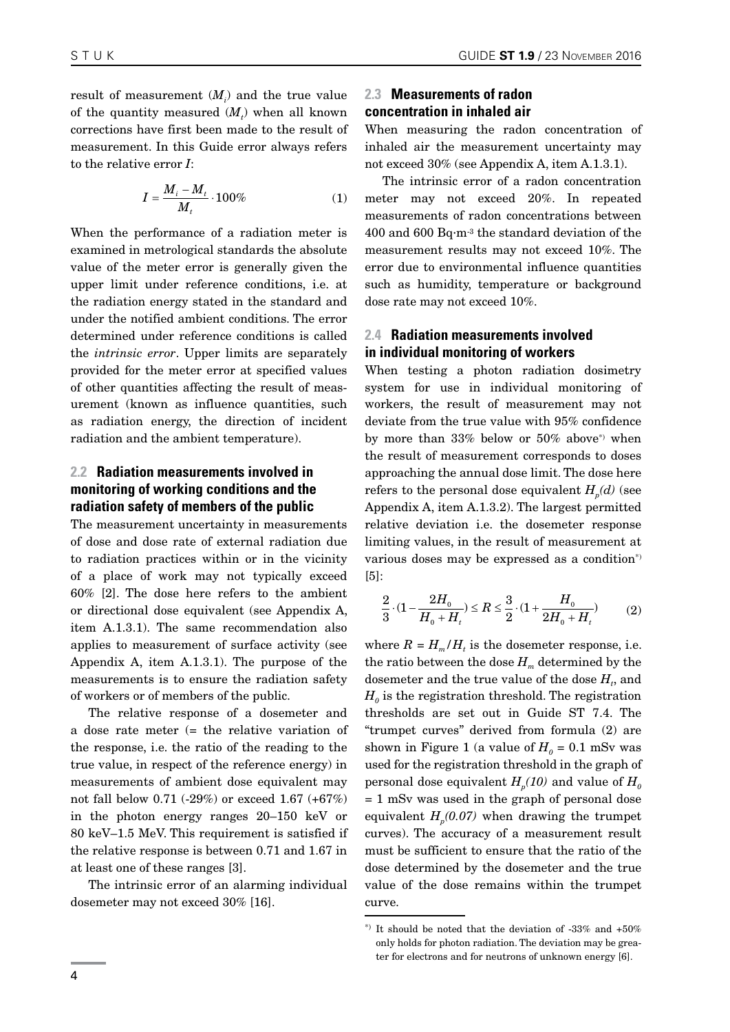result of measurement ($M_i$) and the true value of the quantity measured ($M_t$) when all known corrections have first been made to the result of measurement. In this Guide error always refers to the relative error $I$:

$$I = \frac{M_i - M_t}{M_t} \cdot 100\% \qquad (1)$$

When the performance of a radiation meter is examined in metrological standards the absolute value of the meter error is generally given the upper limit under reference conditions, i.e. at the radiation energy stated in the standard and under the notified ambient conditions. The error determined under reference conditions is called the *intrinsic error*. Upper limits are separately provided for the meter error at specified values of other quantities affecting the result of measurement (known as influence quantities, such as radiation energy, the direction of incident radiation and the ambient temperature).

## 2.2 Radiation measurements involved in monitoring of working conditions and the radiation safety of members of the public

The measurement uncertainty in measurements of dose and dose rate of external radiation due to radiation practices within or in the vicinity of a place of work may not typically exceed 60% [2]. The dose here refers to the ambient or directional dose equivalent (see Appendix A, item A.1.3.1). The same recommendation also applies to measurement of surface activity (see Appendix A, item A.1.3.1). The purpose of the measurements is to ensure the radiation safety of workers or of members of the public.

The relative response of a dosemeter and a dose rate meter (= the relative variation of the response, i.e. the ratio of the reading to the true value, in respect of the reference energy) in measurements of ambient dose equivalent may not fall below 0.71 (-29%) or exceed 1.67 (+67%) in the photon energy ranges 20–150 keV or 80 keV–1.5 MeV. This requirement is satisfied if the relative response is between 0.71 and 1.67 in at least one of these ranges [3].

The intrinsic error of an alarming individual dosemeter may not exceed 30% [16].

## 2.3 Measurements of radon concentration in inhaled air

When measuring the radon concentration of inhaled air the measurement uncertainty may not exceed 30% (see Appendix A, item A.1.3.1).

The intrinsic error of a radon concentration meter may not exceed 20%. In repeated measurements of radon concentrations between 400 and 600 Bq·m$^{-3}$ the standard deviation of the measurement results may not exceed 10%. The error due to environmental influence quantities such as humidity, temperature or background dose rate may not exceed 10%.

## 2.4 Radiation measurements involved in individual monitoring of workers

When testing a photon radiation dosimetry system for use in individual monitoring of workers, the result of measurement may not deviate from the true value with 95% confidence by more than 33% below or 50% above[*)] when the result of measurement corresponds to doses approaching the annual dose limit. The dose here refers to the personal dose equivalent $H_p(d)$ (see Appendix A, item A.1.3.2). The largest permitted relative deviation i.e. the dosemeter response limiting values, in the result of measurement at various doses may be expressed as a condition[*)] [5]:

$$\frac{2}{3} \cdot \left(1 - \frac{2H_0}{H_0 + H_t}\right) \leq R \leq \frac{3}{2} \cdot \left(1 + \frac{H_0}{2H_0 + H_t}\right) \qquad (2)$$

where $R = H_m / H_t$ is the dosemeter response, i.e. the ratio between the dose $H_m$ determined by the dosemeter and the true value of the dose $H_t$, and $H_0$ is the registration threshold. The registration thresholds are set out in Guide ST 7.4. The "trumpet curves" derived from formula (2) are shown in Figure 1 (a value of $H_0 = 0.1$ mSv was used for the registration threshold in the graph of personal dose equivalent $H_p(10)$ and value of $H_0$ = 1 mSv was used in the graph of personal dose equivalent $H_p(0.07)$ when drawing the trumpet curves). The accuracy of a measurement result must be sufficient to ensure that the ratio of the dose determined by the dosemeter and the true value of the dose remains within the trumpet curve.

*) It should be noted that the deviation of -33% and +50% only holds for photon radiation. The deviation may be greater for electrons and for neutrons of unknown energy [6].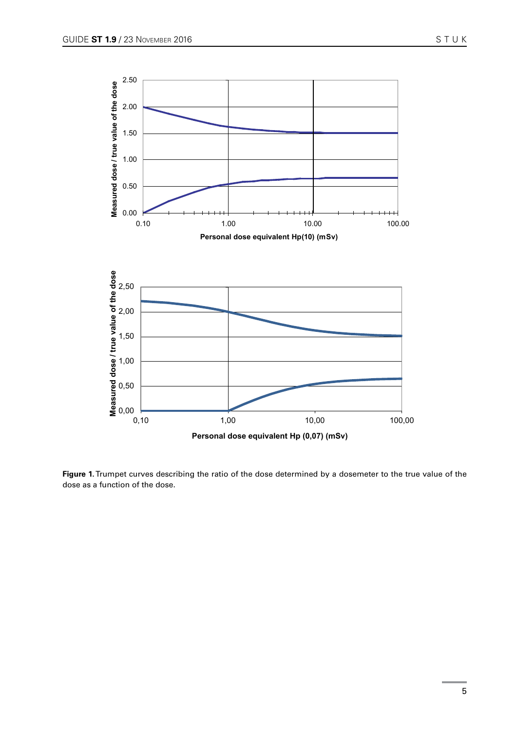Measured dose / true value of the dose

2.50
2.00
1.50
1.00
0.50
0.00

0.10
1.00
10.00
100.00

Personal dose equivalent Hp(10) (mSv)

Measured dose / true value of the dose

2,50
2,00
1,50
1,00
0,50
0,00

0,10
1,00
10,00
100,00

Personal dose equivalent Hp (0,07) (mSv)

**Figure 1.** Trumpet curves describing the ratio of the dose determined by a dosemeter to the true value of the dose as a function of the dose.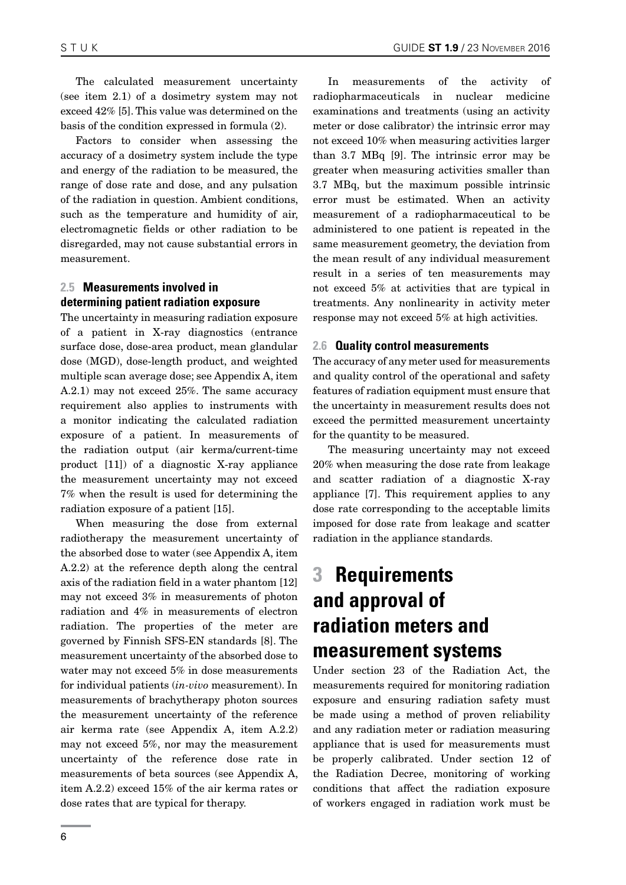The calculated measurement uncertainty (see item 2.1) of a dosimetry system may not exceed 42% [5]. This value was determined on the basis of the condition expressed in formula (2).

Factors to consider when assessing the accuracy of a dosimetry system include the type and energy of the radiation to be measured, the range of dose rate and dose, and any pulsation of the radiation in question. Ambient conditions, such as the temperature and humidity of air, electromagnetic fields or other radiation to be disregarded, may not cause substantial errors in measurement.

### 2.5 Measurements involved in determining patient radiation exposure

The uncertainty in measuring radiation exposure of a patient in X-ray diagnostics (entrance surface dose, dose-area product, mean glandular dose (MGD), dose-length product, and weighted multiple scan average dose; see Appendix A, item A.2.1) may not exceed 25%. The same accuracy requirement also applies to instruments with a monitor indicating the calculated radiation exposure of a patient. In measurements of the radiation output (air kerma/current-time product [11]) of a diagnostic X-ray appliance the measurement uncertainty may not exceed 7% when the result is used for determining the radiation exposure of a patient [15].

When measuring the dose from external radiotherapy the measurement uncertainty of the absorbed dose to water (see Appendix A, item A.2.2) at the reference depth along the central axis of the radiation field in a water phantom [12] may not exceed 3% in measurements of photon radiation and 4% in measurements of electron radiation. The properties of the meter are governed by Finnish SFS-EN standards [8]. The measurement uncertainty of the absorbed dose to water may not exceed 5% in dose measurements for individual patients (*in-vivo* measurement). In measurements of brachytherapy photon sources the measurement uncertainty of the reference air kerma rate (see Appendix A, item A.2.2) may not exceed 5%, nor may the measurement uncertainty of the reference dose rate in measurements of beta sources (see Appendix A, item A.2.2) exceed 15% of the air kerma rates or dose rates that are typical for therapy.

In measurements of the activity of radiopharmaceuticals in nuclear medicine examinations and treatments (using an activity meter or dose calibrator) the intrinsic error may not exceed 10% when measuring activities larger than 3.7 MBq [9]. The intrinsic error may be greater when measuring activities smaller than 3.7 MBq, but the maximum possible intrinsic error must be estimated. When an activity measurement of a radiopharmaceutical to be administered to one patient is repeated in the same measurement geometry, the deviation from the mean result of any individual measurement result in a series of ten measurements may not exceed 5% at activities that are typical in treatments. Any nonlinearity in activity meter response may not exceed 5% at high activities.

### 2.6 Quality control measurements

The accuracy of any meter used for measurements and quality control of the operational and safety features of radiation equipment must ensure that the uncertainty in measurement results does not exceed the permitted measurement uncertainty for the quantity to be measured.

The measuring uncertainty may not exceed 20% when measuring the dose rate from leakage and scatter radiation of a diagnostic X-ray appliance [7]. This requirement applies to any dose rate corresponding to the acceptable limits imposed for dose rate from leakage and scatter radiation in the appliance standards.

## 3 Requirements and approval of radiation meters and measurement systems

Under section 23 of the Radiation Act, the measurements required for monitoring radiation exposure and ensuring radiation safety must be made using a method of proven reliability and any radiation meter or radiation measuring appliance that is used for measurements must be properly calibrated. Under section 12 of the Radiation Decree, monitoring of working conditions that affect the radiation exposure of workers engaged in radiation work must be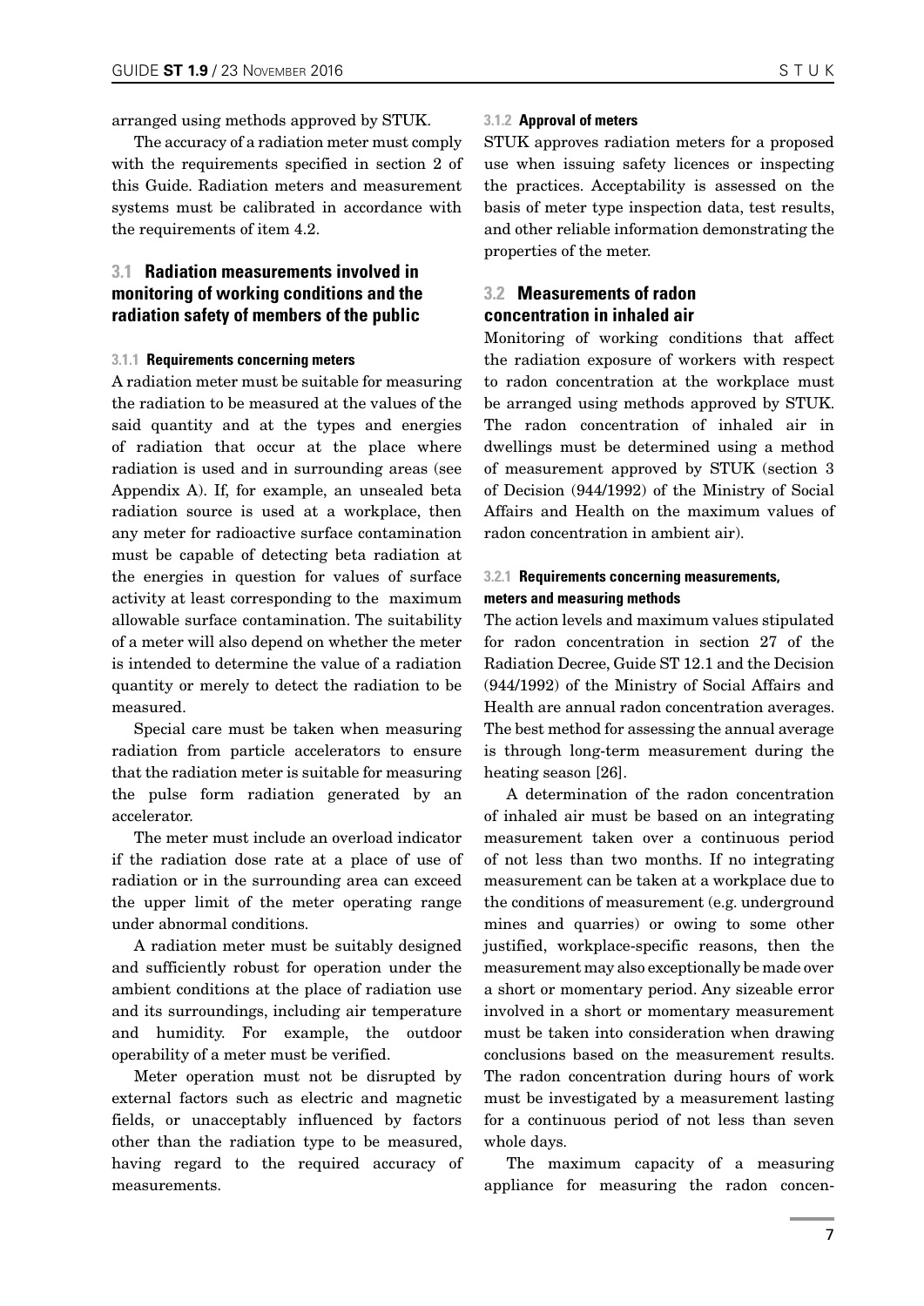arranged using methods approved by STUK.

The accuracy of a radiation meter must comply with the requirements specified in section 2 of this Guide. Radiation meters and measurement systems must be calibrated in accordance with the requirements of item 4.2.

## 3.1 Radiation measurements involved in monitoring of working conditions and the radiation safety of members of the public

### 3.1.1 Requirements concerning meters

A radiation meter must be suitable for measuring the radiation to be measured at the values of the said quantity and at the types and energies of radiation that occur at the place where radiation is used and in surrounding areas (see Appendix A). If, for example, an unsealed beta radiation source is used at a workplace, then any meter for radioactive surface contamination must be capable of detecting beta radiation at the energies in question for values of surface activity at least corresponding to the maximum allowable surface contamination. The suitability of a meter will also depend on whether the meter is intended to determine the value of a radiation quantity or merely to detect the radiation to be measured.

Special care must be taken when measuring radiation from particle accelerators to ensure that the radiation meter is suitable for measuring the pulse form radiation generated by an accelerator.

The meter must include an overload indicator if the radiation dose rate at a place of use of radiation or in the surrounding area can exceed the upper limit of the meter operating range under abnormal conditions.

A radiation meter must be suitably designed and sufficiently robust for operation under the ambient conditions at the place of radiation use and its surroundings, including air temperature and humidity. For example, the outdoor operability of a meter must be verified.

Meter operation must not be disrupted by external factors such as electric and magnetic fields, or unacceptably influenced by factors other than the radiation type to be measured, having regard to the required accuracy of measurements.

### 3.1.2 Approval of meters

STUK approves radiation meters for a proposed use when issuing safety licences or inspecting the practices. Acceptability is assessed on the basis of meter type inspection data, test results, and other reliable information demonstrating the properties of the meter.

## 3.2 Measurements of radon concentration in inhaled air

Monitoring of working conditions that affect the radiation exposure of workers with respect to radon concentration at the workplace must be arranged using methods approved by STUK. The radon concentration of inhaled air in dwellings must be determined using a method of measurement approved by STUK (section 3 of Decision (944/1992) of the Ministry of Social Affairs and Health on the maximum values of radon concentration in ambient air).

### 3.2.1 Requirements concerning measurements, meters and measuring methods

The action levels and maximum values stipulated for radon concentration in section 27 of the Radiation Decree, Guide ST 12.1 and the Decision (944/1992) of the Ministry of Social Affairs and Health are annual radon concentration averages. The best method for assessing the annual average is through long-term measurement during the heating season [26].

A determination of the radon concentration of inhaled air must be based on an integrating measurement taken over a continuous period of not less than two months. If no integrating measurement can be taken at a workplace due to the conditions of measurement (e.g. underground mines and quarries) or owing to some other justified, workplace-specific reasons, then the measurement may also exceptionally be made over a short or momentary period. Any sizeable error involved in a short or momentary measurement must be taken into consideration when drawing conclusions based on the measurement results. The radon concentration during hours of work must be investigated by a measurement lasting for a continuous period of not less than seven whole days.

The maximum capacity of a measuring appliance for measuring the radon concen-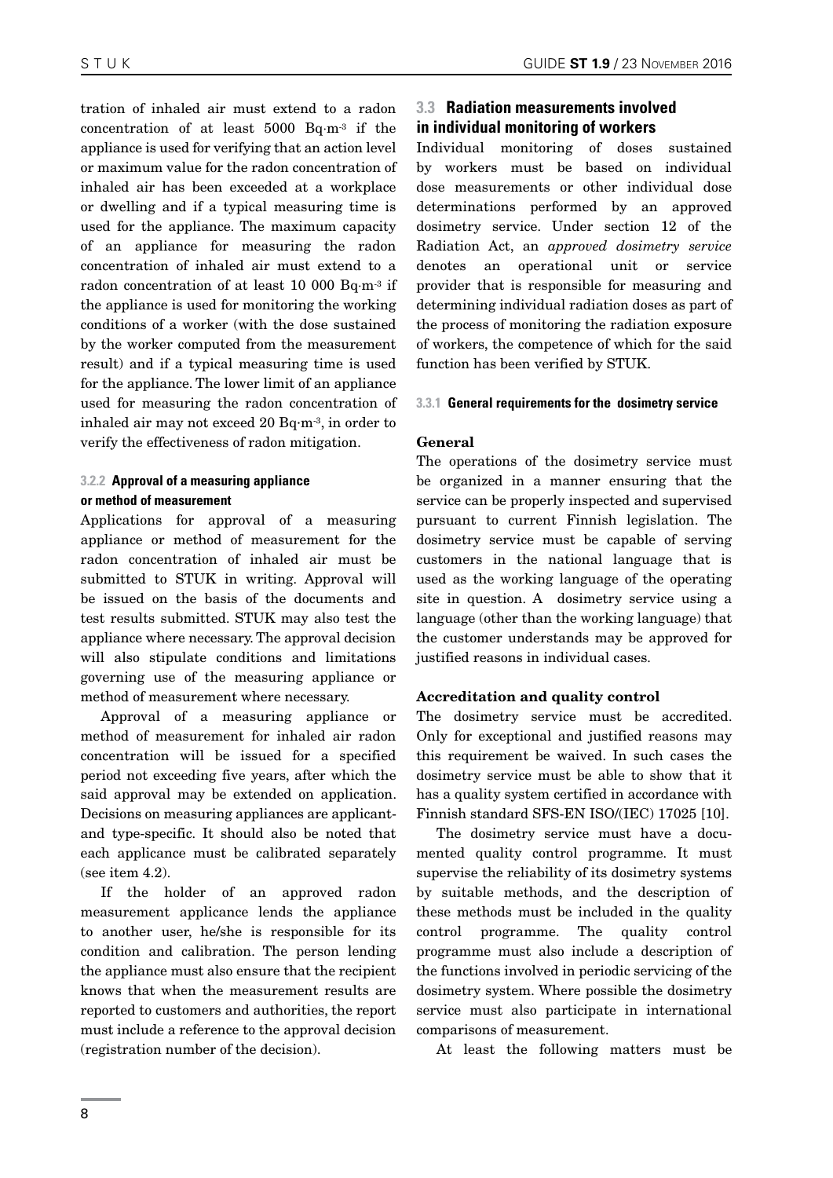tration of inhaled air must extend to a radon concentration of at least 5000 Bq·m$^{-3}$ if the appliance is used for verifying that an action level or maximum value for the radon concentration of inhaled air has been exceeded at a workplace or dwelling and if a typical measuring time is used for the appliance. The maximum capacity of an appliance for measuring the radon concentration of inhaled air must extend to a radon concentration of at least 10 000 Bq·m$^{-3}$ if the appliance is used for monitoring the working conditions of a worker (with the dose sustained by the worker computed from the measurement result) and if a typical measuring time is used for the appliance. The lower limit of an appliance used for measuring the radon concentration of inhaled air may not exceed 20 Bq·m$^{-3}$, in order to verify the effectiveness of radon mitigation.

#### 3.2.2 Approval of a measuring appliance or method of measurement

Applications for approval of a measuring appliance or method of measurement for the radon concentration of inhaled air must be submitted to STUK in writing. Approval will be issued on the basis of the documents and test results submitted. STUK may also test the appliance where necessary. The approval decision will also stipulate conditions and limitations governing use of the measuring appliance or method of measurement where necessary.

Approval of a measuring appliance or method of measurement for inhaled air radon concentration will be issued for a specified period not exceeding five years, after which the said approval may be extended on application. Decisions on measuring appliances are applicant- and type-specific. It should also be noted that each applicance must be calibrated separately (see item 4.2).

If the holder of an approved radon measurement applicance lends the appliance to another user, he/she is responsible for its condition and calibration. The person lending the appliance must also ensure that the recipient knows that when the measurement results are reported to customers and authorities, the report must include a reference to the approval decision (registration number of the decision).

### 3.3 Radiation measurements involved in individual monitoring of workers

Individual monitoring of doses sustained by workers must be based on individual dose measurements or other individual dose determinations performed by an approved dosimetry service. Under section 12 of the Radiation Act, an *approved dosimetry service* denotes an operational unit or service provider that is responsible for measuring and determining individual radiation doses as part of the process of monitoring the radiation exposure of workers, the competence of which for the said function has been verified by STUK.

#### 3.3.1 General requirements for the dosimetry service

**General**

The operations of the dosimetry service must be organized in a manner ensuring that the service can be properly inspected and supervised pursuant to current Finnish legislation. The dosimetry service must be capable of serving customers in the national language that is used as the working language of the operating site in question. A dosimetry service using a language (other than the working language) that the customer understands may be approved for justified reasons in individual cases.

**Accreditation and quality control**

The dosimetry service must be accredited. Only for exceptional and justified reasons may this requirement be waived. In such cases the dosimetry service must be able to show that it has a quality system certified in accordance with Finnish standard SFS-EN ISO/(IEC) 17025 [10].

The dosimetry service must have a documented quality control programme. It must supervise the reliability of its dosimetry systems by suitable methods, and the description of these methods must be included in the quality control programme. The quality control programme must also include a description of the functions involved in periodic servicing of the dosimetry system. Where possible the dosimetry service must also participate in international comparisons of measurement.

At least the following matters must be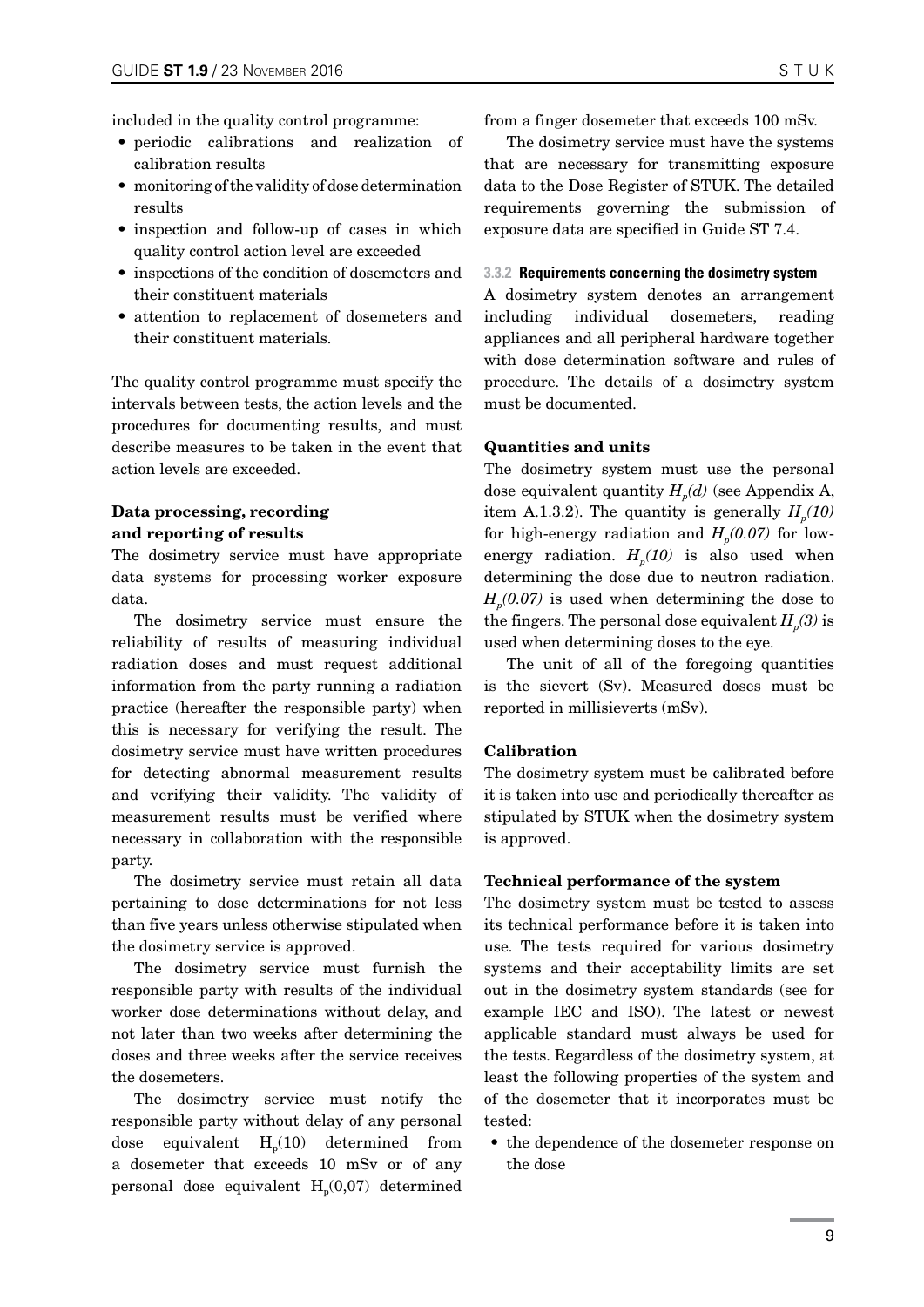included in the quality control programme:

- periodic calibrations and realization of calibration results
- monitoring of the validity of dose determination results
- inspection and follow-up of cases in which quality control action level are exceeded
- inspections of the condition of dosemeters and their constituent materials
- attention to replacement of dosemeters and their constituent materials.

The quality control programme must specify the intervals between tests, the action levels and the procedures for documenting results, and must describe measures to be taken in the event that action levels are exceeded.

**Data processing, recording and reporting of results**

The dosimetry service must have appropriate data systems for processing worker exposure data.

The dosimetry service must ensure the reliability of results of measuring individual radiation doses and must request additional information from the party running a radiation practice (hereafter the responsible party) when this is necessary for verifying the result. The dosimetry service must have written procedures for detecting abnormal measurement results and verifying their validity. The validity of measurement results must be verified where necessary in collaboration with the responsible party.

The dosimetry service must retain all data pertaining to dose determinations for not less than five years unless otherwise stipulated when the dosimetry service is approved.

The dosimetry service must furnish the responsible party with results of the individual worker dose determinations without delay, and not later than two weeks after determining the doses and three weeks after the service receives the dosemeters.

The dosimetry service must notify the responsible party without delay of any personal dose equivalent $H_p(10)$ determined from a dosemeter that exceeds 10 mSv or of any personal dose equivalent $H_p(0,07)$ determined from a finger dosemeter that exceeds 100 mSv.

The dosimetry service must have the systems that are necessary for transmitting exposure data to the Dose Register of STUK. The detailed requirements governing the submission of exposure data are specified in Guide ST 7.4.

### 3.3.2 Requirements concerning the dosimetry system

A dosimetry system denotes an arrangement including individual dosemeters, reading appliances and all peripheral hardware together with dose determination software and rules of procedure. The details of a dosimetry system must be documented.

**Quantities and units**

The dosimetry system must use the personal dose equivalent quantity $H_p(d)$ (see Appendix A, item A.1.3.2). The quantity is generally $H_p(10)$ for high-energy radiation and $H_p(0.07)$ for low-energy radiation. $H_p(10)$ is also used when determining the dose due to neutron radiation. $H_p(0.07)$ is used when determining the dose to the fingers. The personal dose equivalent $H_p(3)$ is used when determining doses to the eye.

The unit of all of the foregoing quantities is the sievert (Sv). Measured doses must be reported in millisieverts (mSv).

**Calibration**

The dosimetry system must be calibrated before it is taken into use and periodically thereafter as stipulated by STUK when the dosimetry system is approved.

**Technical performance of the system**

The dosimetry system must be tested to assess its technical performance before it is taken into use. The tests required for various dosimetry systems and their acceptability limits are set out in the dosimetry system standards (see for example IEC and ISO). The latest or newest applicable standard must always be used for the tests. Regardless of the dosimetry system, at least the following properties of the system and of the dosemeter that it incorporates must be tested:

- the dependence of the dosemeter response on the dose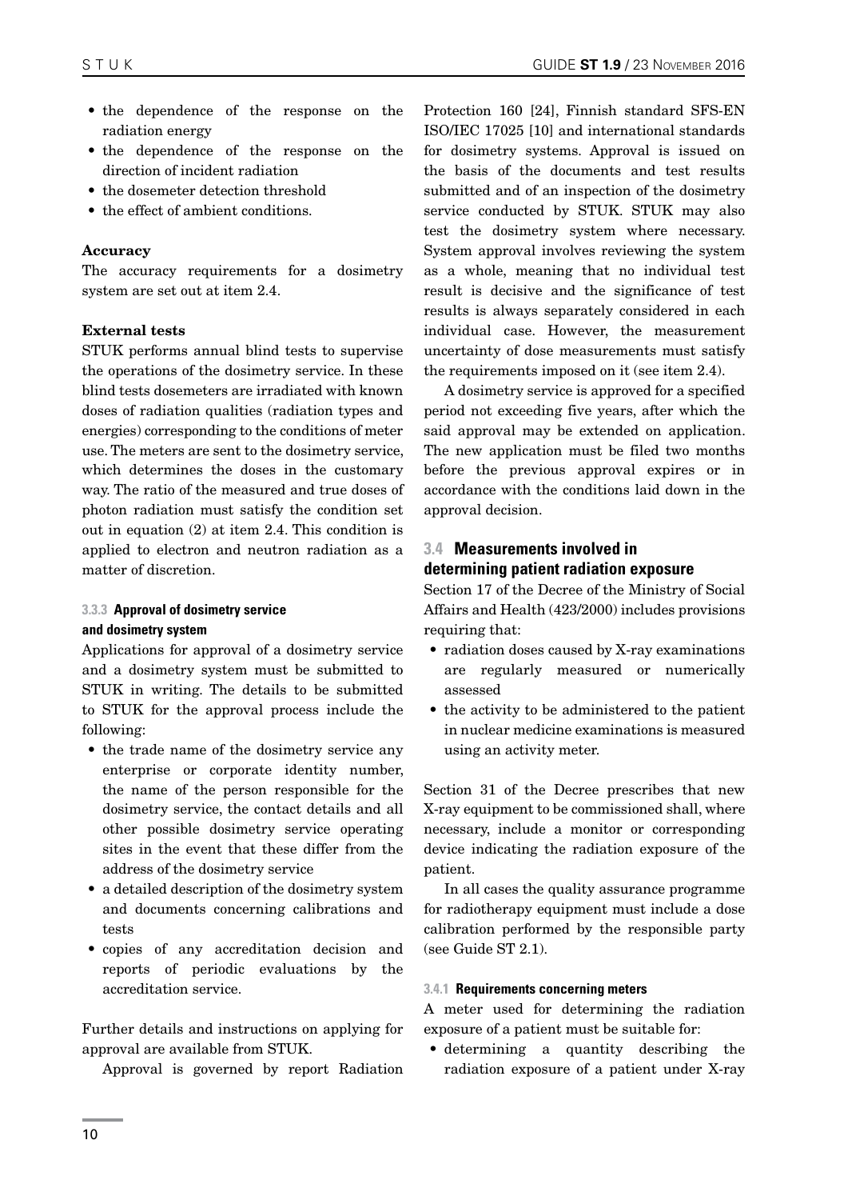- the dependence of the response on the radiation energy
- the dependence of the response on the direction of incident radiation
- the dosemeter detection threshold
- the effect of ambient conditions.

**Accuracy**

The accuracy requirements for a dosimetry system are set out at item 2.4.

**External tests**

STUK performs annual blind tests to supervise the operations of the dosimetry service. In these blind tests dosemeters are irradiated with known doses of radiation qualities (radiation types and energies) corresponding to the conditions of meter use. The meters are sent to the dosimetry service, which determines the doses in the customary way. The ratio of the measured and true doses of photon radiation must satisfy the condition set out in equation (2) at item 2.4. This condition is applied to electron and neutron radiation as a matter of discretion.

#### 3.3.3 Approval of dosimetry service and dosimetry system

Applications for approval of a dosimetry service and a dosimetry system must be submitted to STUK in writing. The details to be submitted to STUK for the approval process include the following:

- the trade name of the dosimetry service any enterprise or corporate identity number, the name of the person responsible for the dosimetry service, the contact details and all other possible dosimetry service operating sites in the event that these differ from the address of the dosimetry service
- a detailed description of the dosimetry system and documents concerning calibrations and tests
- copies of any accreditation decision and reports of periodic evaluations by the accreditation service.

Further details and instructions on applying for approval are available from STUK.

Approval is governed by report Radiation Protection 160 [24], Finnish standard SFS-EN ISO/IEC 17025 [10] and international standards for dosimetry systems. Approval is issued on the basis of the documents and test results submitted and of an inspection of the dosimetry service conducted by STUK. STUK may also test the dosimetry system where necessary. System approval involves reviewing the system as a whole, meaning that no individual test result is decisive and the significance of test results is always separately considered in each individual case. However, the measurement uncertainty of dose measurements must satisfy the requirements imposed on it (see item 2.4).

A dosimetry service is approved for a specified period not exceeding five years, after which the said approval may be extended on application. The new application must be filed two months before the previous approval expires or in accordance with the conditions laid down in the approval decision.

### 3.4 Measurements involved in determining patient radiation exposure

Section 17 of the Decree of the Ministry of Social Affairs and Health (423/2000) includes provisions requiring that:

- radiation doses caused by X-ray examinations are regularly measured or numerically assessed
- the activity to be administered to the patient in nuclear medicine examinations is measured using an activity meter.

Section 31 of the Decree prescribes that new X-ray equipment to be commissioned shall, where necessary, include a monitor or corresponding device indicating the radiation exposure of the patient.

In all cases the quality assurance programme for radiotherapy equipment must include a dose calibration performed by the responsible party (see Guide ST 2.1).

#### 3.4.1 Requirements concerning meters

A meter used for determining the radiation exposure of a patient must be suitable for:

- determining a quantity describing the radiation exposure of a patient under X-ray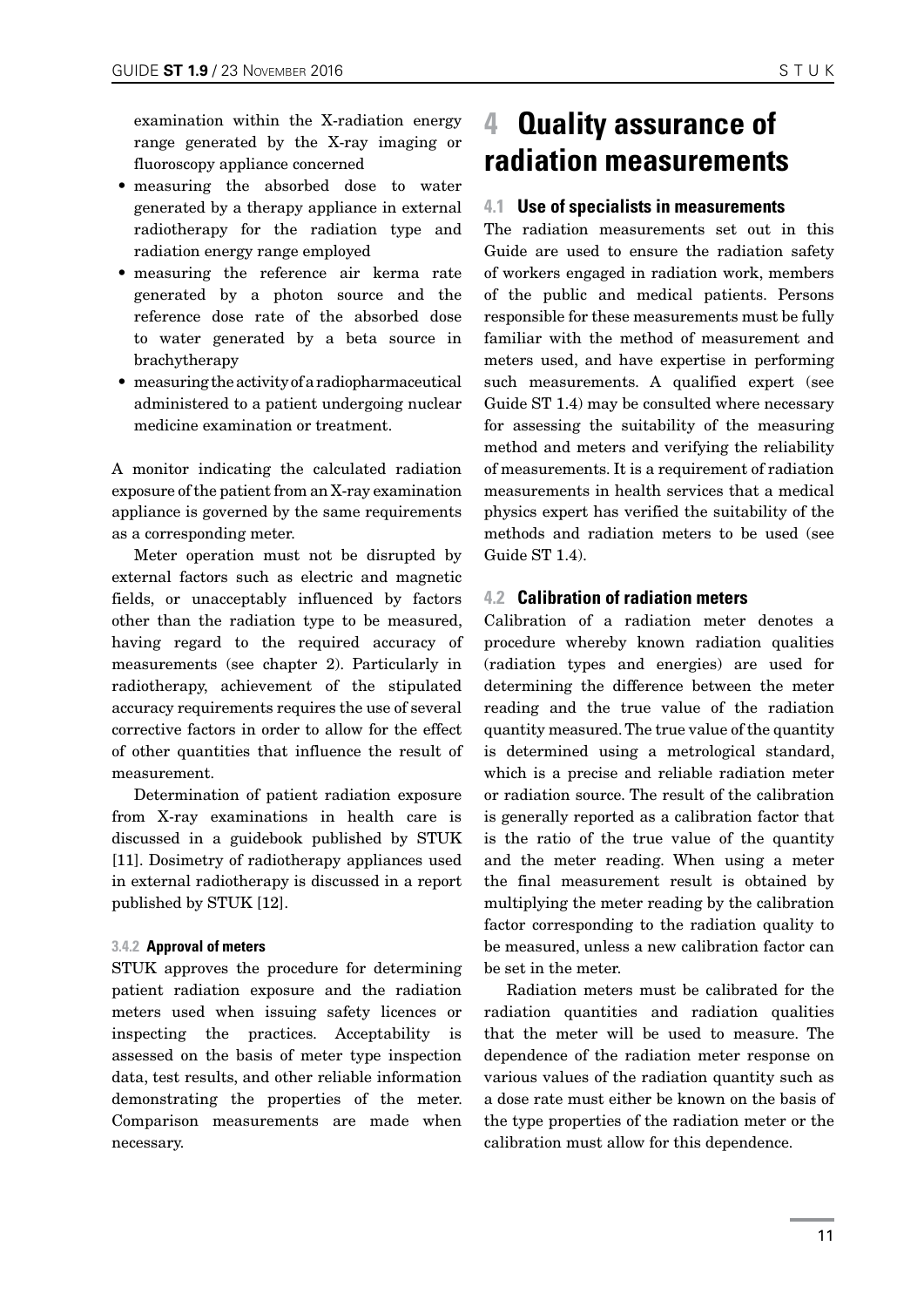examination within the X-radiation energy range generated by the X-ray imaging or fluoroscopy appliance concerned

- measuring the absorbed dose to water generated by a therapy appliance in external radiotherapy for the radiation type and radiation energy range employed
- measuring the reference air kerma rate generated by a photon source and the reference dose rate of the absorbed dose to water generated by a beta source in brachytherapy
- measuring the activity of a radiopharmaceutical administered to a patient undergoing nuclear medicine examination or treatment.

A monitor indicating the calculated radiation exposure of the patient from an X-ray examination appliance is governed by the same requirements as a corresponding meter.

Meter operation must not be disrupted by external factors such as electric and magnetic fields, or unacceptably influenced by factors other than the radiation type to be measured, having regard to the required accuracy of measurements (see chapter 2). Particularly in radiotherapy, achievement of the stipulated accuracy requirements requires the use of several corrective factors in order to allow for the effect of other quantities that influence the result of measurement.

Determination of patient radiation exposure from X-ray examinations in health care is discussed in a guidebook published by STUK [11]. Dosimetry of radiotherapy appliances used in external radiotherapy is discussed in a report published by STUK [12].

#### 3.4.2 Approval of meters

STUK approves the procedure for determining patient radiation exposure and the radiation meters used when issuing safety licences or inspecting the practices. Acceptability is assessed on the basis of meter type inspection data, test results, and other reliable information demonstrating the properties of the meter. Comparison measurements are made when necessary.

# 4 Quality assurance of radiation measurements

## 4.1 Use of specialists in measurements

The radiation measurements set out in this Guide are used to ensure the radiation safety of workers engaged in radiation work, members of the public and medical patients. Persons responsible for these measurements must be fully familiar with the method of measurement and meters used, and have expertise in performing such measurements. A qualified expert (see Guide ST 1.4) may be consulted where necessary for assessing the suitability of the measuring method and meters and verifying the reliability of measurements. It is a requirement of radiation measurements in health services that a medical physics expert has verified the suitability of the methods and radiation meters to be used (see Guide ST 1.4).

## 4.2 Calibration of radiation meters

Calibration of a radiation meter denotes a procedure whereby known radiation qualities (radiation types and energies) are used for determining the difference between the meter reading and the true value of the radiation quantity measured. The true value of the quantity is determined using a metrological standard, which is a precise and reliable radiation meter or radiation source. The result of the calibration is generally reported as a calibration factor that is the ratio of the true value of the quantity and the meter reading. When using a meter the final measurement result is obtained by multiplying the meter reading by the calibration factor corresponding to the radiation quality to be measured, unless a new calibration factor can be set in the meter.

Radiation meters must be calibrated for the radiation quantities and radiation qualities that the meter will be used to measure. The dependence of the radiation meter response on various values of the radiation quantity such as a dose rate must either be known on the basis of the type properties of the radiation meter or the calibration must allow for this dependence.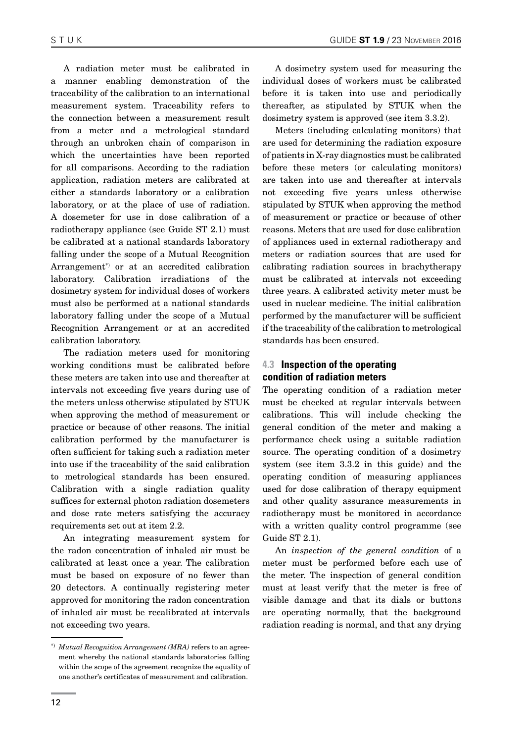A radiation meter must be calibrated in a manner enabling demonstration of the traceability of the calibration to an international measurement system. Traceability refers to the connection between a measurement result from a meter and a metrological standard through an unbroken chain of comparison in which the uncertainties have been reported for all comparisons. According to the radiation application, radiation meters are calibrated at either a standards laboratory or a calibration laboratory, or at the place of use of radiation. A dosemeter for use in dose calibration of a radiotherapy appliance (see Guide ST 2.1) must be calibrated at a national standards laboratory falling under the scope of a Mutual Recognition Arrangement[*)] or at an accredited calibration laboratory. Calibration irradiations of the dosimetry system for individual doses of workers must also be performed at a national standards laboratory falling under the scope of a Mutual Recognition Arrangement or at an accredited calibration laboratory.

The radiation meters used for monitoring working conditions must be calibrated before these meters are taken into use and thereafter at intervals not exceeding five years during use of the meters unless otherwise stipulated by STUK when approving the method of measurement or practice or because of other reasons. The initial calibration performed by the manufacturer is often sufficient for taking such a radiation meter into use if the traceability of the said calibration to metrological standards has been ensured. Calibration with a single radiation quality suffices for external photon radiation dosemeters and dose rate meters satisfying the accuracy requirements set out at item 2.2.

An integrating measurement system for the radon concentration of inhaled air must be calibrated at least once a year. The calibration must be based on exposure of no fewer than 20 detectors. A continually registering meter approved for monitoring the radon concentration of inhaled air must be recalibrated at intervals not exceeding two years.

A dosimetry system used for measuring the individual doses of workers must be calibrated before it is taken into use and periodically thereafter, as stipulated by STUK when the dosimetry system is approved (see item 3.3.2).

Meters (including calculating monitors) that are used for determining the radiation exposure of patients in X-ray diagnostics must be calibrated before these meters (or calculating monitors) are taken into use and thereafter at intervals not exceeding five years unless otherwise stipulated by STUK when approving the method of measurement or practice or because of other reasons. Meters that are used for dose calibration of appliances used in external radiotherapy and meters or radiation sources that are used for calibrating radiation sources in brachytherapy must be calibrated at intervals not exceeding three years. A calibrated activity meter must be used in nuclear medicine. The initial calibration performed by the manufacturer will be sufficient if the traceability of the calibration to metrological standards has been ensured.

### 4.3 Inspection of the operating condition of radiation meters

The operating condition of a radiation meter must be checked at regular intervals between calibrations. This will include checking the general condition of the meter and making a performance check using a suitable radiation source. The operating condition of a dosimetry system (see item 3.3.2 in this guide) and the operating condition of measuring appliances used for dose calibration of therapy equipment and other quality assurance measurements in radiotherapy must be monitored in accordance with a written quality control programme (see Guide ST 2.1).

An *inspection of the general condition* of a meter must be performed before each use of the meter. The inspection of general condition must at least verify that the meter is free of visible damage and that its dials or buttons are operating normally, that the background radiation reading is normal, and that any drying

---

[*)] *Mutual Recognition Arrangement (MRA)* refers to an agreement whereby the national standards laboratories falling within the scope of the agreement recognize the equality of one another's certificates of measurement and calibration.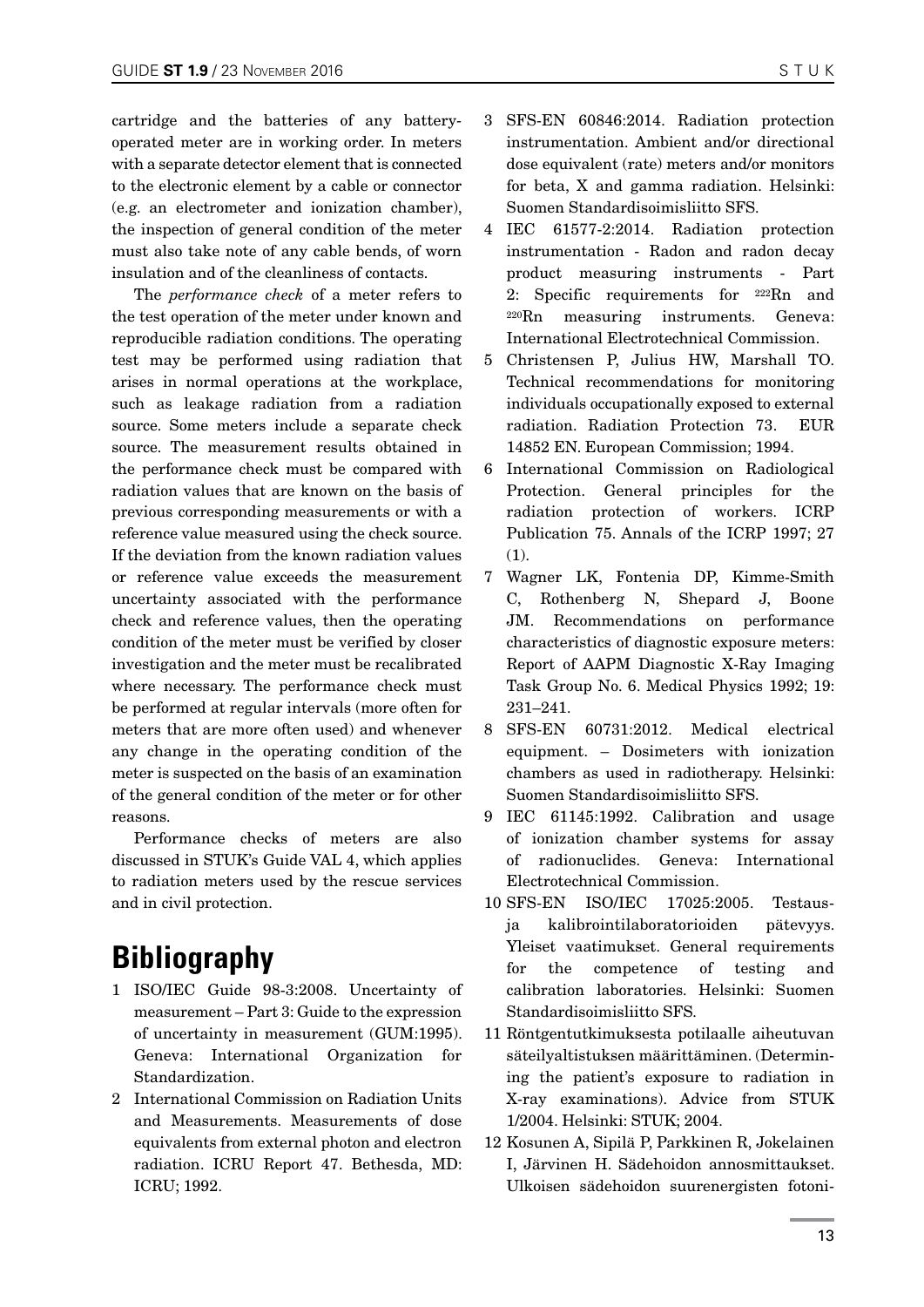cartridge and the batteries of any battery-operated meter are in working order. In meters with a separate detector element that is connected to the electronic element by a cable or connector (e.g. an electrometer and ionization chamber), the inspection of general condition of the meter must also take note of any cable bends, of worn insulation and of the cleanliness of contacts.

The *performance check* of a meter refers to the test operation of the meter under known and reproducible radiation conditions. The operating test may be performed using radiation that arises in normal operations at the workplace, such as leakage radiation from a radiation source. Some meters include a separate check source. The measurement results obtained in the performance check must be compared with radiation values that are known on the basis of previous corresponding measurements or with a reference value measured using the check source. If the deviation from the known radiation values or reference value exceeds the measurement uncertainty associated with the performance check and reference values, then the operating condition of the meter must be verified by closer investigation and the meter must be recalibrated where necessary. The performance check must be performed at regular intervals (more often for meters that are more often used) and whenever any change in the operating condition of the meter is suspected on the basis of an examination of the general condition of the meter or for other reasons.

Performance checks of meters are also discussed in STUK's Guide VAL 4, which applies to radiation meters used by the rescue services and in civil protection.

# Bibliography

1. ISO/IEC Guide 98-3:2008. Uncertainty of measurement – Part 3: Guide to the expression of uncertainty in measurement (GUM:1995). Geneva: International Organization for Standardization.
2. International Commission on Radiation Units and Measurements. Measurements of dose equivalents from external photon and electron radiation. ICRU Report 47. Bethesda, MD: ICRU; 1992.
3. SFS-EN 60846:2014. Radiation protection instrumentation. Ambient and/or directional dose equivalent (rate) meters and/or monitors for beta, X and gamma radiation. Helsinki: Suomen Standardisoimisliitto SFS.
4. IEC 61577-2:2014. Radiation protection instrumentation - Radon and radon decay product measuring instruments - Part 2: Specific requirements for $^{222}$Rn and $^{220}$Rn measuring instruments. Geneva: International Electrotechnical Commission.
5. Christensen P, Julius HW, Marshall TO. Technical recommendations for monitoring individuals occupationally exposed to external radiation. Radiation Protection 73. EUR 14852 EN. European Commission; 1994.
6. International Commission on Radiological Protection. General principles for the radiation protection of workers. ICRP Publication 75. Annals of the ICRP 1997; 27 (1).
7. Wagner LK, Fontenia DP, Kimme-Smith C, Rothenberg N, Shepard J, Boone JM. Recommendations on performance characteristics of diagnostic exposure meters: Report of AAPM Diagnostic X-Ray Imaging Task Group No. 6. Medical Physics 1992; 19: 231–241.
8. SFS-EN 60731:2012. Medical electrical equipment. – Dosimeters with ionization chambers as used in radiotherapy. Helsinki: Suomen Standardisoimisliitto SFS.
9. IEC 61145:1992. Calibration and usage of ionization chamber systems for assay of radionuclides. Geneva: International Electrotechnical Commission.
10. SFS-EN ISO/IEC 17025:2005. Testaus- ja kalibrointilaboratorioiden pätevyys. Yleiset vaatimukset. General requirements for the competence of testing and calibration laboratories. Helsinki: Suomen Standardisoimisliitto SFS.
11. Röntgentutkimuksesta potilaalle aiheutuvan säteilyaltistuksen määrittäminen. (Determining the patient's exposure to radiation in X-ray examinations). Advice from STUK 1/2004. Helsinki: STUK; 2004.
12. Kosunen A, Sipilä P, Parkkinen R, Jokelainen I, Järvinen H. Sädehoidon annosmittaukset. Ulkoisen sädehoidon suurenergisten fotoni-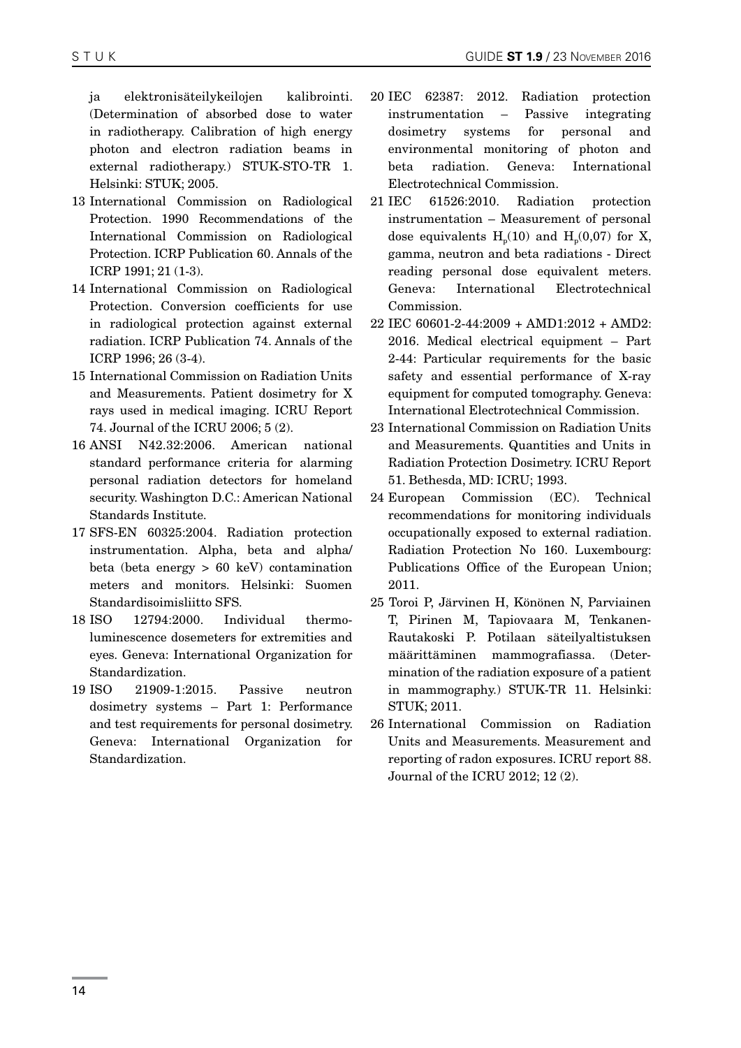ja elektronisäteilykeilojen kalibrointi. (Determination of absorbed dose to water in radiotherapy. Calibration of high energy photon and electron radiation beams in external radiotherapy.) STUK-STO-TR 1. Helsinki: STUK; 2005.

13 International Commission on Radiological Protection. 1990 Recommendations of the International Commission on Radiological Protection. ICRP Publication 60. Annals of the ICRP 1991; 21 (1-3).

14 International Commission on Radiological Protection. Conversion coefficients for use in radiological protection against external radiation. ICRP Publication 74. Annals of the ICRP 1996; 26 (3-4).

15 International Commission on Radiation Units and Measurements. Patient dosimetry for X rays used in medical imaging. ICRU Report 74. Journal of the ICRU 2006; 5 (2).

16 ANSI N42.32:2006. American national standard performance criteria for alarming personal radiation detectors for homeland security. Washington D.C.: American National Standards Institute.

17 SFS-EN 60325:2004. Radiation protection instrumentation. Alpha, beta and alpha/beta (beta energy > 60 keV) contamination meters and monitors. Helsinki: Suomen Standardisoimisliitto SFS.

18 ISO 12794:2000. Individual thermoluminescence dosemeters for extremities and eyes. Geneva: International Organization for Standardization.

19 ISO 21909-1:2015. Passive neutron dosimetry systems – Part 1: Performance and test requirements for personal dosimetry. Geneva: International Organization for Standardization.

20 IEC 62387: 2012. Radiation protection instrumentation – Passive integrating dosimetry systems for personal and environmental monitoring of photon and beta radiation. Geneva: International Electrotechnical Commission.

21 IEC 61526:2010. Radiation protection instrumentation – Measurement of personal dose equivalents $H_p(10)$ and $H_p(0,07)$ for X, gamma, neutron and beta radiations - Direct reading personal dose equivalent meters. Geneva: International Electrotechnical Commission.

22 IEC 60601-2-44:2009 + AMD1:2012 + AMD2: 2016. Medical electrical equipment – Part 2-44: Particular requirements for the basic safety and essential performance of X-ray equipment for computed tomography. Geneva: International Electrotechnical Commission.

23 International Commission on Radiation Units and Measurements. Quantities and Units in Radiation Protection Dosimetry. ICRU Report 51. Bethesda, MD: ICRU; 1993.

24 European Commission (EC). Technical recommendations for monitoring individuals occupationally exposed to external radiation. Radiation Protection No 160. Luxembourg: Publications Office of the European Union; 2011.

25 Toroi P, Järvinen H, Könönen N, Parviainen T, Pirinen M, Tapiovaara M, Tenkanen-Rautakoski P. Potilaan säteilyaltistuksen määrittäminen mammografiassa. (Determination of the radiation exposure of a patient in mammography.) STUK-TR 11. Helsinki: STUK; 2011.

26 International Commission on Radiation Units and Measurements. Measurement and reporting of radon exposures. ICRU report 88. Journal of the ICRU 2012; 12 (2).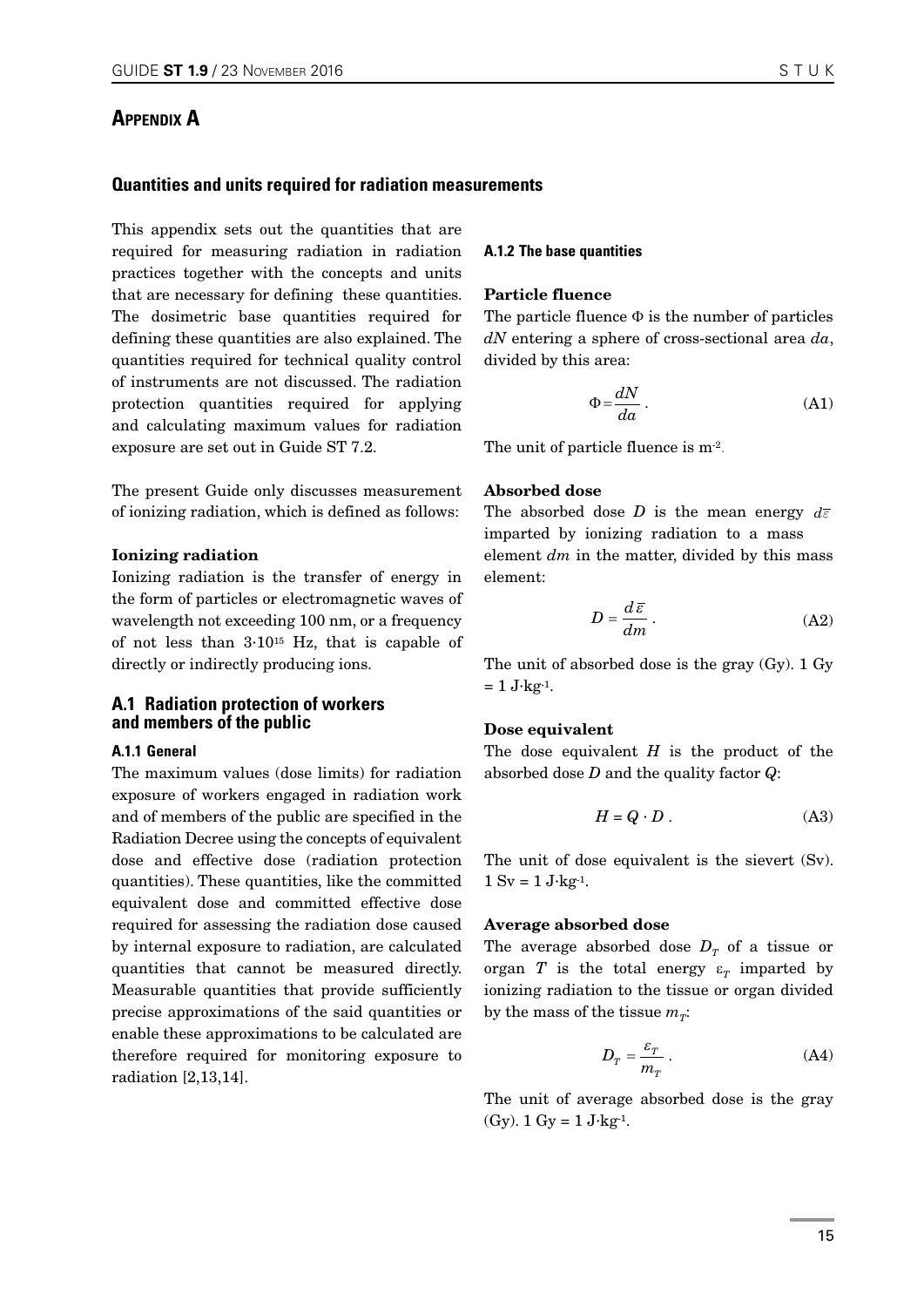# Appendix A

## Quantities and units required for radiation measurements

This appendix sets out the quantities that are required for measuring radiation in radiation practices together with the concepts and units that are necessary for defining these quantities. The dosimetric base quantities required for defining these quantities are also explained. The quantities required for technical quality control of instruments are not discussed. The radiation protection quantities required for applying and calculating maximum values for radiation exposure are set out in Guide ST 7.2.

The present Guide only discusses measurement of ionizing radiation, which is defined as follows:

**Ionizing radiation**

Ionizing radiation is the transfer of energy in the form of particles or electromagnetic waves of wavelength not exceeding 100 nm, or a frequency of not less than $3 \cdot 10^{15}$ Hz, that is capable of directly or indirectly producing ions.

## A.1 Radiation protection of workers and members of the public

### A.1.1 General

The maximum values (dose limits) for radiation exposure of workers engaged in radiation work and of members of the public are specified in the Radiation Decree using the concepts of equivalent dose and effective dose (radiation protection quantities). These quantities, like the committed equivalent dose and committed effective dose required for assessing the radiation dose caused by internal exposure to radiation, are calculated quantities that cannot be measured directly. Measurable quantities that provide sufficiently precise approximations of the said quantities or enable these approximations to be calculated are therefore required for monitoring exposure to radiation [2,13,14].

### A.1.2 The base quantities

**Particle fluence**

The particle fluence $\Phi$ is the number of particles $dN$ entering a sphere of cross-sectional area $da$, divided by this area:

$$\Phi = \frac{dN}{da} \,. \tag{A1}$$

The unit of particle fluence is $m^{-2}$.

**Absorbed dose**

The absorbed dose $D$ is the mean energy $d\bar{\varepsilon}$ imparted by ionizing radiation to a mass element $dm$ in the matter, divided by this mass element:

$$D = \frac{d\bar{\varepsilon}}{dm} \,. \tag{A2}$$

The unit of absorbed dose is the gray (Gy). 1 Gy = 1 $J \cdot kg^{-1}$.

**Dose equivalent**

The dose equivalent $H$ is the product of the absorbed dose $D$ and the quality factor $Q$:

$$H = Q \cdot D \,. \tag{A3}$$

The unit of dose equivalent is the sievert (Sv). 1 Sv = 1 $J \cdot kg^{-1}$.

**Average absorbed dose**

The average absorbed dose $D_T$ of a tissue or organ $T$ is the total energy $\varepsilon_T$ imparted by ionizing radiation to the tissue or organ divided by the mass of the tissue $m_T$:

$$D_T = \frac{\varepsilon_T}{m_T} \,. \tag{A4}$$

The unit of average absorbed dose is the gray (Gy). 1 Gy = 1 $J \cdot kg^{-1}$.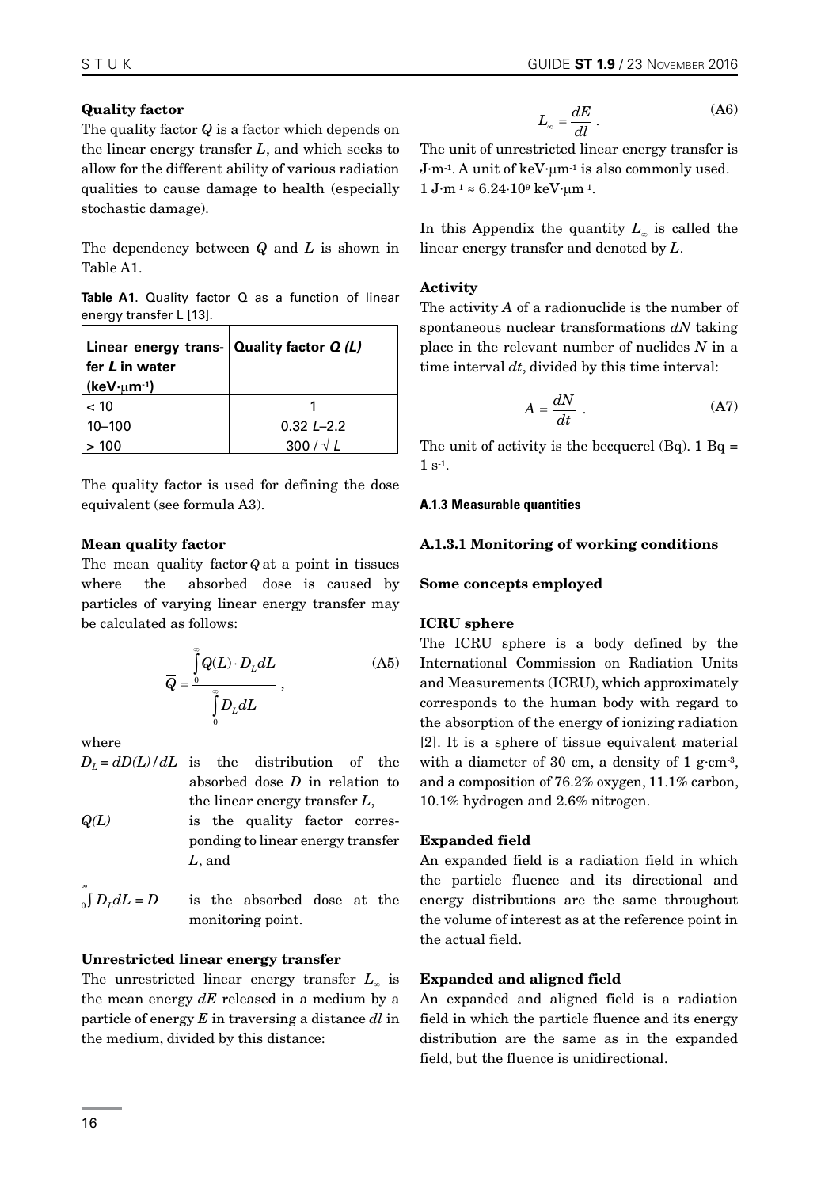**Quality factor**

The quality factor $Q$ is a factor which depends on the linear energy transfer $L$, and which seeks to allow for the different ability of various radiation qualities to cause damage to health (especially stochastic damage).

The dependency between $Q$ and $L$ is shown in Table A1.

**Table A1**. Quality factor Q as a function of linear energy transfer L [13].

| Linear energy transfer *L* in water (keV·μm-1) | Quality factor *Q (L)* |
|---|---|
| < 10 | 1 |
| 10–100 | $0.32\,L – 2.2$ |
| > 100 | $300 / \sqrt{L}$ |

The quality factor is used for defining the dose equivalent (see formula A3).

**Mean quality factor**

The mean quality factor $\overline{Q}$ at a point in tissues where the absorbed dose is caused by particles of varying linear energy transfer may be calculated as follows:

$$\overline{Q} = \frac{\int_0^\infty Q(L) \cdot D_L dL}{\int_0^\infty D_L dL}, \tag{A5}$$

where

$D_L = dD(L)/dL$ is the distribution of the absorbed dose $D$ in relation to the linear energy transfer $L$,

$Q(L)$ is the quality factor corresponding to linear energy transfer $L$, and

$\int_0^\infty D_L dL = D$ is the absorbed dose at the monitoring point.

**Unrestricted linear energy transfer**

The unrestricted linear energy transfer $L_\infty$ is the mean energy $dE$ released in a medium by a particle of energy $E$ in traversing a distance $dl$ in the medium, divided by this distance:

$$L_\infty = \frac{dE}{dl}. \tag{A6}$$

The unit of unrestricted linear energy transfer is $J \cdot m^{-1}$. A unit of $keV \cdot \mu m^{-1}$ is also commonly used. $1\ J \cdot m^{-1} \approx 6.24 \cdot 10^9\ keV \cdot \mu m^{-1}$.

In this Appendix the quantity $L_\infty$ is called the linear energy transfer and denoted by $L$.

**Activity**

The activity $A$ of a radionuclide is the number of spontaneous nuclear transformations $dN$ taking place in the relevant number of nuclides $N$ in a time interval $dt$, divided by this time interval:

$$A = \frac{dN}{dt}. \tag{A7}$$

The unit of activity is the becquerel (Bq). $1\ Bq = 1\ s^{-1}$.

### A.1.3 Measurable quantities

#### A.1.3.1 Monitoring of working conditions

**Some concepts employed**

**ICRU sphere**

The ICRU sphere is a body defined by the International Commission on Radiation Units and Measurements (ICRU), which approximately corresponds to the human body with regard to the absorption of the energy of ionizing radiation [2]. It is a sphere of tissue equivalent material with a diameter of 30 cm, a density of $1\ g \cdot cm^{-3}$, and a composition of 76.2% oxygen, 11.1% carbon, 10.1% hydrogen and 2.6% nitrogen.

**Expanded field**

An expanded field is a radiation field in which the particle fluence and its directional and energy distributions are the same throughout the volume of interest as at the reference point in the actual field.

**Expanded and aligned field**

An expanded and aligned field is a radiation field in which the particle fluence and its energy distribution are the same as in the expanded field, but the fluence is unidirectional.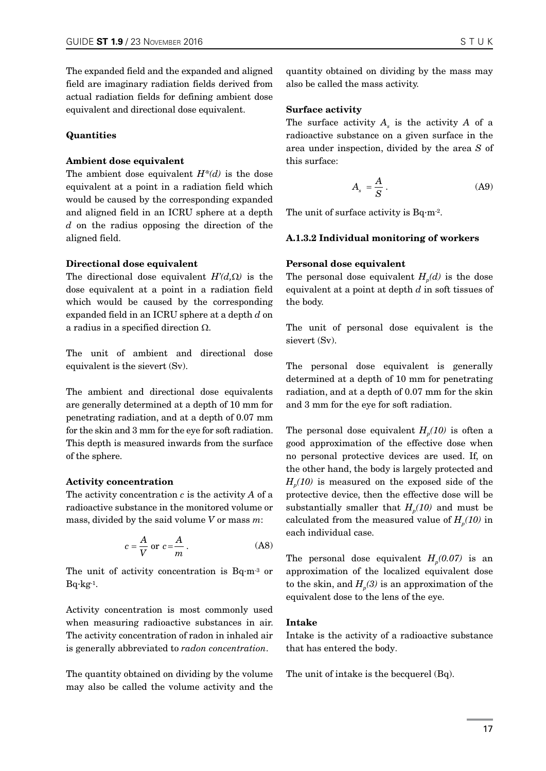The expanded field and the expanded and aligned field are imaginary radiation fields derived from actual radiation fields for defining ambient dose equivalent and directional dose equivalent.

**Quantities**

**Ambient dose equivalent**

The ambient dose equivalent $H^*(d)$ is the dose equivalent at a point in a radiation field which would be caused by the corresponding expanded and aligned field in an ICRU sphere at a depth $d$ on the radius opposing the direction of the aligned field.

**Directional dose equivalent**

The directional dose equivalent $H'(d,\Omega)$ is the dose equivalent at a point in a radiation field which would be caused by the corresponding expanded field in an ICRU sphere at a depth $d$ on a radius in a specified direction Ω.

The unit of ambient and directional dose equivalent is the sievert (Sv).

The ambient and directional dose equivalents are generally determined at a depth of 10 mm for penetrating radiation, and at a depth of 0.07 mm for the skin and 3 mm for the eye for soft radiation. This depth is measured inwards from the surface of the sphere.

**Activity concentration**

The activity concentration $c$ is the activity $A$ of a radioactive substance in the monitored volume or mass, divided by the said volume $V$ or mass $m$:

$$c = \frac{A}{V} \text{ or } c = \frac{A}{m}\,. \tag{A8}$$

The unit of activity concentration is Bq·m$^{-3}$ or Bq·kg$^{-1}$.

Activity concentration is most commonly used when measuring radioactive substances in air. The activity concentration of radon in inhaled air is generally abbreviated to *radon concentration*.

The quantity obtained on dividing by the volume may also be called the volume activity and the quantity obtained on dividing by the mass may also be called the mass activity.

**Surface activity**

The surface activity $A_s$ is the activity $A$ of a radioactive substance on a given surface in the area under inspection, divided by the area $S$ of this surface:

$$A_s = \frac{A}{S}\,. \tag{A9}$$

The unit of surface activity is Bq·m$^{-2}$.

#### A.1.3.2 Individual monitoring of workers

**Personal dose equivalent**

The personal dose equivalent $H_p(d)$ is the dose equivalent at a point at depth $d$ in soft tissues of the body.

The unit of personal dose equivalent is the sievert (Sv).

The personal dose equivalent is generally determined at a depth of 10 mm for penetrating radiation, and at a depth of 0.07 mm for the skin and 3 mm for the eye for soft radiation.

The personal dose equivalent $H_p(10)$ is often a good approximation of the effective dose when no personal protective devices are used. If, on the other hand, the body is largely protected and $H_p(10)$ is measured on the exposed side of the protective device, then the effective dose will be substantially smaller that $H_p(10)$ and must be calculated from the measured value of $H_p(10)$ in each individual case.

The personal dose equivalent $H_p(0.07)$ is an approximation of the localized equivalent dose to the skin, and $H_p(3)$ is an approximation of the equivalent dose to the lens of the eye.

**Intake**

Intake is the activity of a radioactive substance that has entered the body.

The unit of intake is the becquerel (Bq).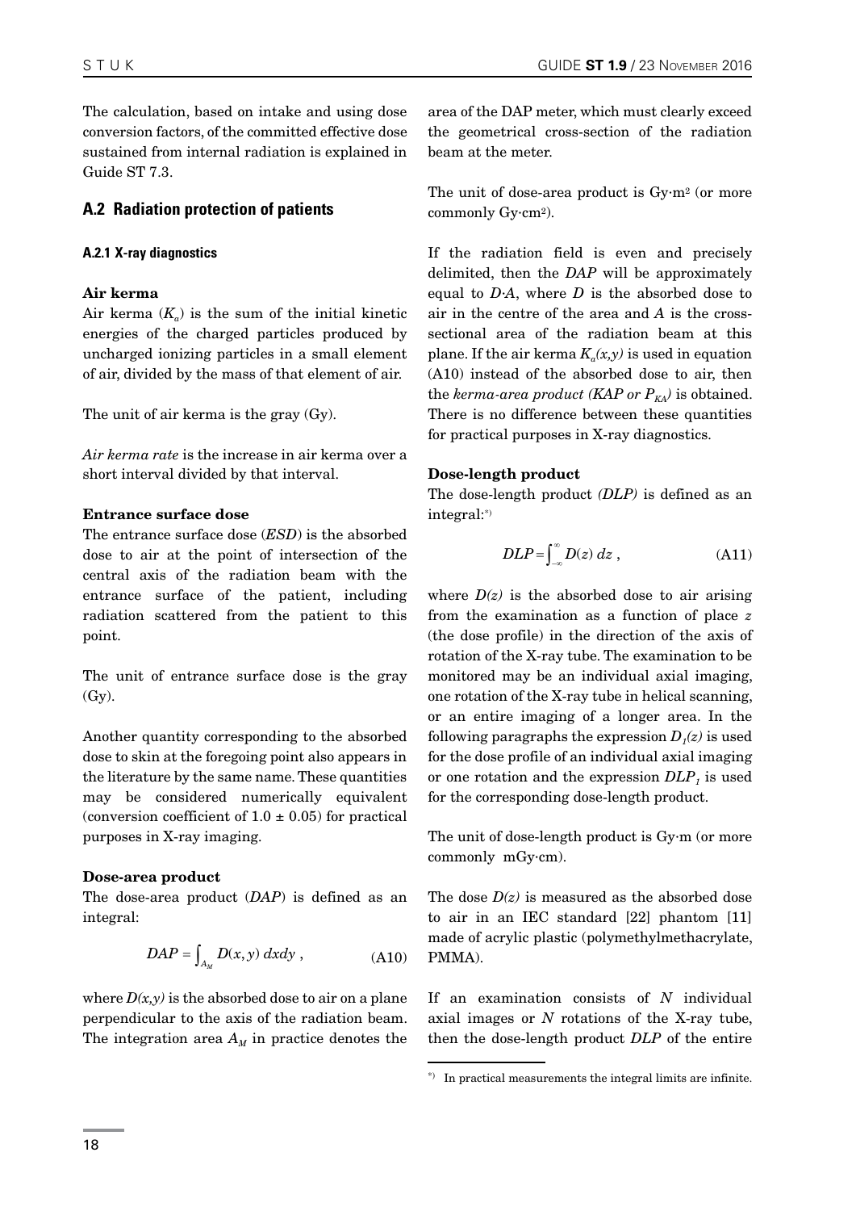The calculation, based on intake and using dose conversion factors, of the committed effective dose sustained from internal radiation is explained in Guide ST 7.3.

## A.2 Radiation protection of patients

### A.2.1 X-ray diagnostics

**Air kerma**

Air kerma ($K_a$) is the sum of the initial kinetic energies of the charged particles produced by uncharged ionizing particles in a small element of air, divided by the mass of that element of air.

The unit of air kerma is the gray (Gy).

*Air kerma rate* is the increase in air kerma over a short interval divided by that interval.

**Entrance surface dose**

The entrance surface dose (*ESD*) is the absorbed dose to air at the point of intersection of the central axis of the radiation beam with the entrance surface of the patient, including radiation scattered from the patient to this point.

The unit of entrance surface dose is the gray (Gy).

Another quantity corresponding to the absorbed dose to skin at the foregoing point also appears in the literature by the same name. These quantities may be considered numerically equivalent (conversion coefficient of $1.0 \pm 0.05$) for practical purposes in X-ray imaging.

**Dose-area product**

The dose-area product (*DAP*) is defined as an integral:

$$DAP = \int_{A_M} D(x,y)\, dxdy \,, \tag{A10}$$

where $D(x,y)$ is the absorbed dose to air on a plane perpendicular to the axis of the radiation beam. The integration area $A_M$ in practice denotes the area of the DAP meter, which must clearly exceed the geometrical cross-section of the radiation beam at the meter.

The unit of dose-area product is Gy·m² (or more commonly Gy·cm²).

If the radiation field is even and precisely delimited, then the *DAP* will be approximately equal to $D{\cdot}A$, where $D$ is the absorbed dose to air in the centre of the area and $A$ is the cross-sectional area of the radiation beam at this plane. If the air kerma $K_a(x,y)$ is used in equation (A10) instead of the absorbed dose to air, then the *kerma-area product (KAP or $P_{KA}$)* is obtained. There is no difference between these quantities for practical purposes in X-ray diagnostics.

**Dose-length product**

The dose-length product *(DLP)* is defined as an integral:[*)]

$$DLP = \int_{-\infty}^{\infty} D(z)\, dz \,, \tag{A11}$$

where $D(z)$ is the absorbed dose to air arising from the examination as a function of place $z$ (the dose profile) in the direction of the axis of rotation of the X-ray tube. The examination to be monitored may be an individual axial imaging, one rotation of the X-ray tube in helical scanning, or an entire imaging of a longer area. In the following paragraphs the expression $D_1(z)$ is used for the dose profile of an individual axial imaging or one rotation and the expression $DLP_1$ is used for the corresponding dose-length product.

The unit of dose-length product is Gy·m (or more commonly mGy·cm).

The dose $D(z)$ is measured as the absorbed dose to air in an IEC standard [22] phantom [11] made of acrylic plastic (polymethylmethacrylate, PMMA).

If an examination consists of $N$ individual axial images or $N$ rotations of the X-ray tube, then the dose-length product $DLP$ of the entire

[*)] In practical measurements the integral limits are infinite.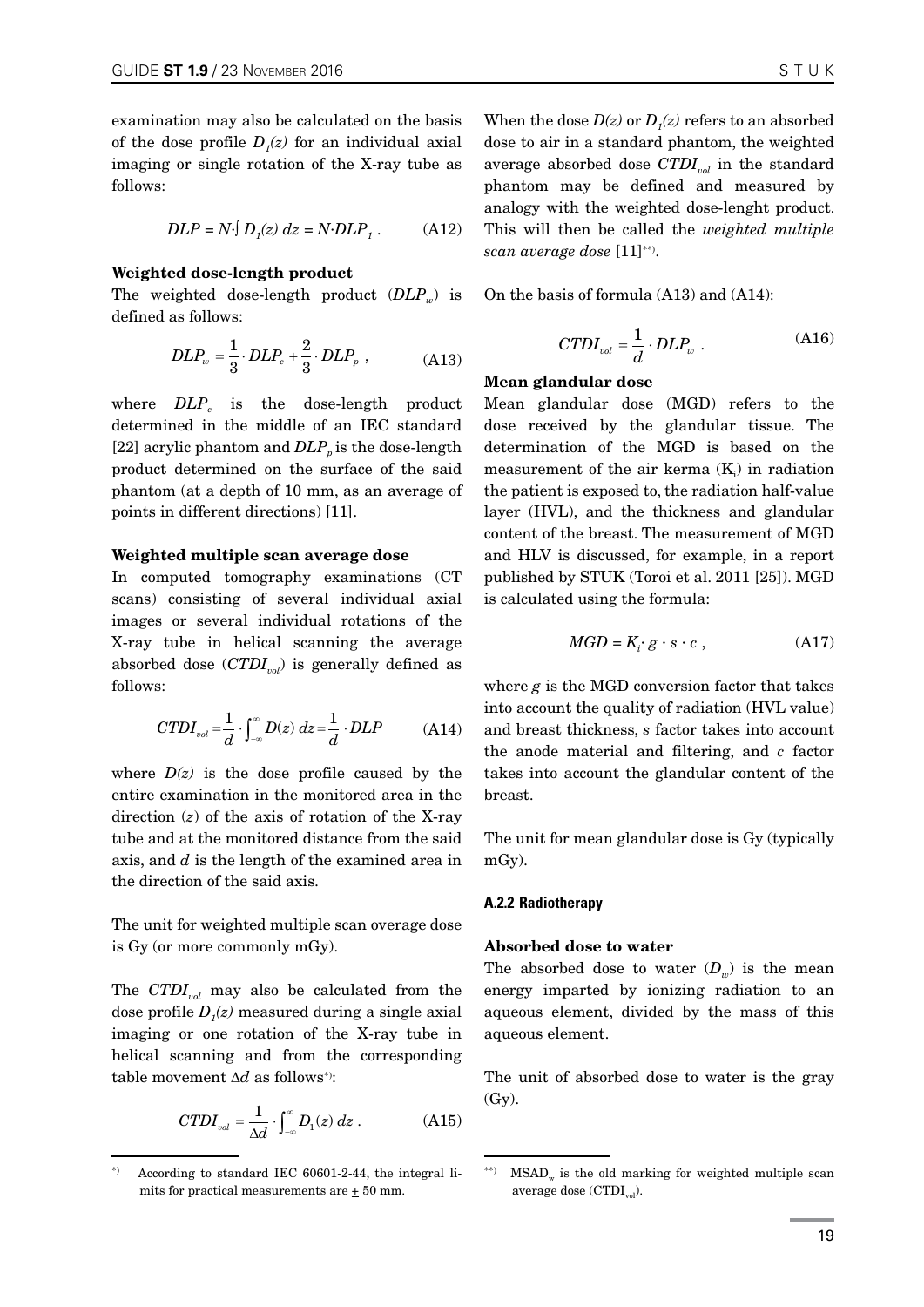examination may also be calculated on the basis of the dose profile $D_1(z)$ for an individual axial imaging or single rotation of the X-ray tube as follows:

$$DLP = N \cdot \int D_1(z)\, dz = N \cdot DLP_1 \,. \qquad \text{(A12)}$$

**Weighted dose-length product**

The weighted dose-length product ($DLP_w$) is defined as follows:

$$DLP_w = \frac{1}{3} \cdot DLP_c + \frac{2}{3} \cdot DLP_p \,, \qquad \text{(A13)}$$

where $DLP_c$ is the dose-length product determined in the middle of an IEC standard [22] acrylic phantom and $DLP_p$ is the dose-length product determined on the surface of the said phantom (at a depth of 10 mm, as an average of points in different directions) [11].

**Weighted multiple scan average dose**

In computed tomography examinations (CT scans) consisting of several individual axial images or several individual rotations of the X-ray tube in helical scanning the average absorbed dose ($CTDI_{vol}$) is generally defined as follows:

$$CTDI_{vol} = \frac{1}{d} \cdot \int_{-\infty}^{\infty} D(z)\, dz = \frac{1}{d} \cdot DLP \qquad \text{(A14)}$$

where $D(z)$ is the dose profile caused by the entire examination in the monitored area in the direction ($z$) of the axis of rotation of the X-ray tube and at the monitored distance from the said axis, and $d$ is the length of the examined area in the direction of the said axis.

The unit for weighted multiple scan overage dose is Gy (or more commonly mGy).

The $CTDI_{vol}$ may also be calculated from the dose profile $D_1(z)$ measured during a single axial imaging or one rotation of the X-ray tube in helical scanning and from the corresponding table movement $\Delta d$ as follows[*]:

$$CTDI_{vol} = \frac{1}{\Delta d} \cdot \int_{-\infty}^{\infty} D_1(z)\, dz \,. \qquad \text{(A15)}$$

[*] According to standard IEC 60601-2-44, the integral limits for practical measurements are ± 50 mm.

When the dose $D(z)$ or $D_1(z)$ refers to an absorbed dose to air in a standard phantom, the weighted average absorbed dose $CTDI_{vol}$ in the standard phantom may be defined and measured by analogy with the weighted dose-lenght product. This will then be called the *weighted multiple scan average dose* [11][**].

On the basis of formula (A13) and (A14):

$$CTDI_{vol} = \frac{1}{d} \cdot DLP_w \,. \qquad \text{(A16)}$$

**Mean glandular dose**

Mean glandular dose (MGD) refers to the dose received by the glandular tissue. The determination of the MGD is based on the measurement of the air kerma ($K_i$) in radiation the patient is exposed to, the radiation half-value layer (HVL), and the thickness and glandular content of the breast. The measurement of MGD and HLV is discussed, for example, in a report published by STUK (Toroi et al. 2011 [25]). MGD is calculated using the formula:

$$MGD = K_i \cdot g \cdot s \cdot c \,, \qquad \text{(A17)}$$

where $g$ is the MGD conversion factor that takes into account the quality of radiation (HVL value) and breast thickness, $s$ factor takes into account the anode material and filtering, and $c$ factor takes into account the glandular content of the breast.

The unit for mean glandular dose is Gy (typically mGy).

#### A.2.2 Radiotherapy

**Absorbed dose to water**

The absorbed dose to water ($D_w$) is the mean energy imparted by ionizing radiation to an aqueous element, divided by the mass of this aqueous element.

The unit of absorbed dose to water is the gray (Gy).

[**] $MSAD_w$ is the old marking for weighted multiple scan average dose ($CTDI_{vol}$).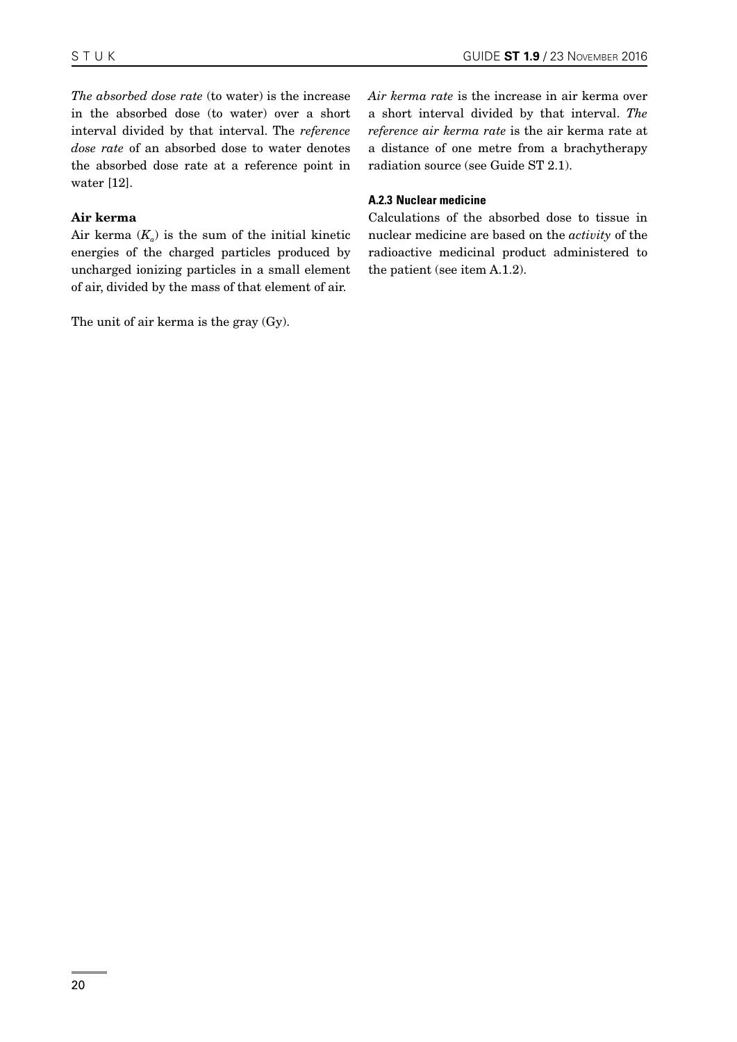*The absorbed dose rate* (to water) is the increase in the absorbed dose (to water) over a short interval divided by that interval. The *reference dose rate* of an absorbed dose to water denotes the absorbed dose rate at a reference point in water [12].

**Air kerma**

Air kerma ($K_a$) is the sum of the initial kinetic energies of the charged particles produced by uncharged ionizing particles in a small element of air, divided by the mass of that element of air.

The unit of air kerma is the gray (Gy).

*Air kerma rate* is the increase in air kerma over a short interval divided by that interval. *The reference air kerma rate* is the air kerma rate at a distance of one metre from a brachytherapy radiation source (see Guide ST 2.1).

#### A.2.3 Nuclear medicine

Calculations of the absorbed dose to tissue in nuclear medicine are based on the *activity* of the radioactive medicinal product administered to the patient (see item A.1.2).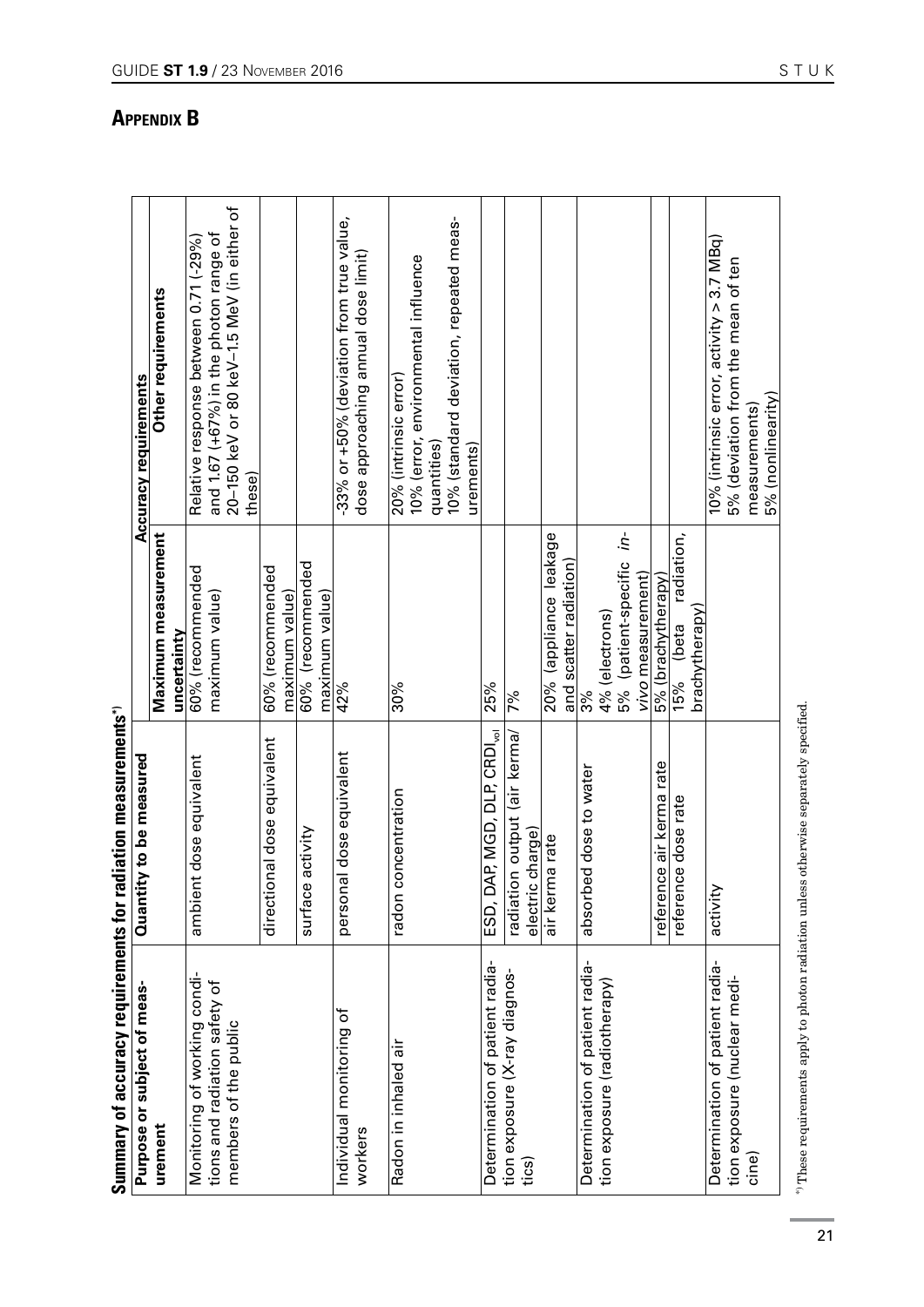## Appendix B

**Summary of accuracy requirements for radiation measurements*)**

| Purpose or subject of measurement | Quantity to be measured | Accuracy requirements | |
|---|---|---|---|
| | | **Maximum measurement uncertainty** | **Other requirements** |
| Monitoring of working conditions and radiation safety of members of the public | ambient dose equivalent | 60% (recommended maximum value) | Relative response between 0.71 (-29%) and 1.67 (+67%) in the photon range of 20–150 keV or 80 keV–1.5 MeV (in either of these) |
| | directional dose equivalent | 60% (recommended maximum value) | |
| | surface activity | 60% (recommended maximum value) | |
| Individual monitoring of workers | personal dose equivalent | 42% | -33% or +50% (deviation from true value, dose approaching annual dose limit) |
| Radon in inhaled air | radon concentration | 30% | 20% (intrinsic error)<br>10% (error, environmental influence quantities)<br>10% (standard deviation, repeated measurements) |
| Determination of patient radiation exposure (X-ray diagnostics) | ESD, DAP, MGD, DLP, $CRDI_{vol}$ | 25% | |
| | radiation output (air kerma/ electric charge) | 7% | |
| | air kerma rate | 20% (appliance leakage and scatter radiation) | |
| Determination of patient radiation exposure (radiotherapy) | absorbed dose to water | 3%<br>4% (electrons)<br>5% (patient-specific *in-vivo* measurement) | |
| | reference air kerma rate | 5% (brachytherapy) | |
| | reference dose rate | 15% (beta radiation, brachytherapy) | |
| Determination of patient radiation exposure (nuclear medicine) | activity | | 10% (intrinsic error, activity > 3.7 MBq)<br>5% (deviation from the mean of ten measurements)<br>5% (nonlinearity) |

*) These requirements apply to photon radiation unless otherwise separately specified.